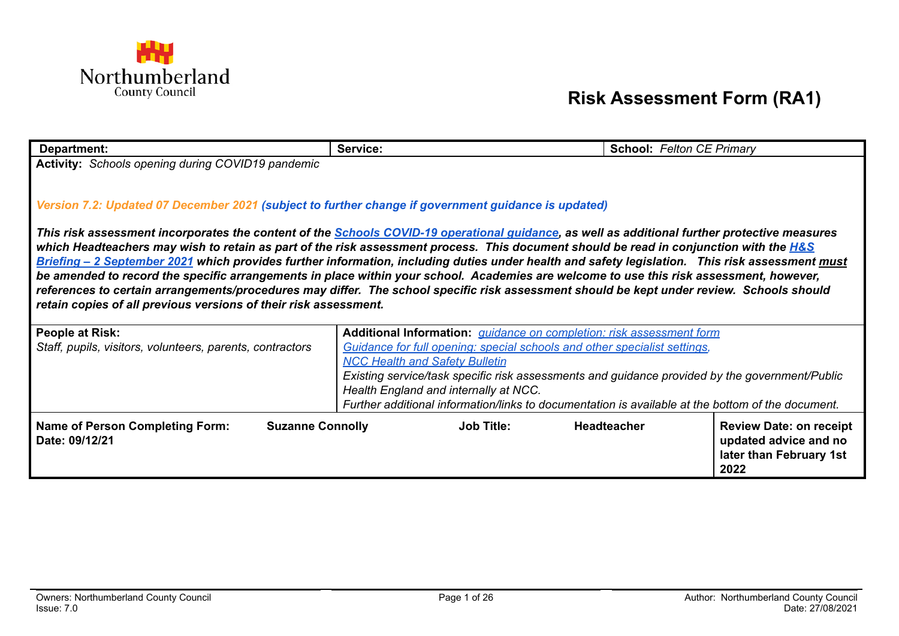Northumberland County Council

# Risk Assessment Form (RA1)

| **Department:** | **Service:** | **School:** *Felton CE Primary* |
|---|---|---|

**Activity:** *Schools opening during COVID19 pandemic*

*Version 7.2: Updated 07 December 2021* ***(subject to further change if government guidance is updated)***

***This risk assessment incorporates the content of the [Schools COVID-19 operational guidance](), as well as additional further protective measures which Headteachers may wish to retain as part of the risk assessment process. This document should be read in conjunction with the [H&S Briefing – 2 September 2021]() which provides further information, including duties under health and safety legislation. This risk assessment must be amended to record the specific arrangements in place within your school. Academies are welcome to use this risk assessment, however, references to certain arrangements/procedures may differ. The school specific risk assessment should be kept under review. Schools should retain copies of all previous versions of their risk assessment.***

| **People at Risk:** | **Additional Information:** |
|---|---|
| *Staff, pupils, visitors, volunteers, parents, contractors* | *[guidance on completion: risk assessment form]()*<br>*[Guidance for full opening: special schools and other specialist settings,]()*<br>*[NCC Health and Safety Bulletin]()*<br>*Existing service/task specific risk assessments and guidance provided by the government/Public Health England and internally at NCC.*<br>*Further additional information/links to documentation is available at the bottom of the document.* |

| **Name of Person Completing Form:** | **Suzanne Connolly** | **Job Title:** | **Headteacher** | **Review Date: on receipt updated advice and no later than February 1st 2022** |
|---|---|---|---|---|
| **Date: 09/12/21** | | | | |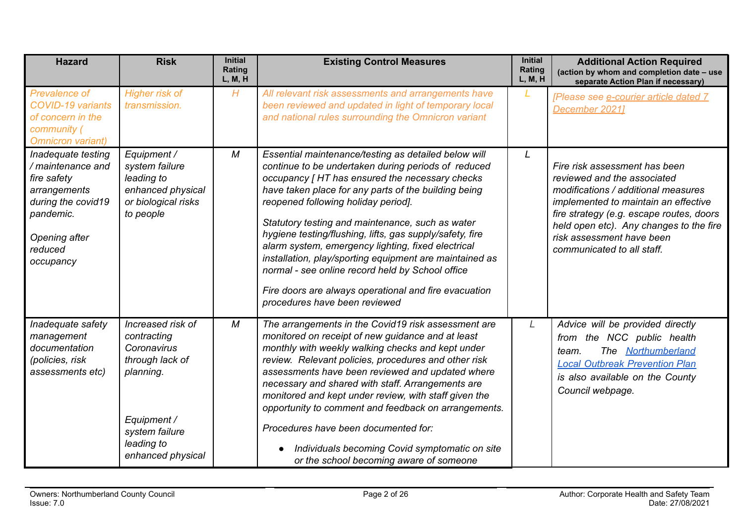| Hazard | Risk | Initial Rating L, M, H | Existing Control Measures | Initial Rating L, M, H | Additional Action Required (action by whom and completion date – use separate Action Plan if necessary) |
|---|---|---|---|---|---|
| *Prevalence of COVID-19 variants of concern in the community ( Omnicron variant)* | *Higher risk of transmission.* | *H* | *All relevant risk assessments and arrangements have been reviewed and updated in light of temporary local and national rules surrounding the Omnicron variant* | *L* | *[Please see e-courier article dated 7 December 2021]* |
| *Inadequate testing / maintenance and fire safety arrangements during the covid19 pandemic.*<br><br>*Opening after reduced occupancy* | *Equipment / system failure leading to enhanced physical or biological risks to people* | *M* | *Essential maintenance/testing as detailed below will continue to be undertaken during periods of reduced occupancy [ HT has ensured the necessary checks have taken place for any parts of the building being reopened following holiday period].*<br><br>*Statutory testing and maintenance, such as water hygiene testing/flushing, lifts, gas supply/safety, fire alarm system, emergency lighting, fixed electrical installation, play/sporting equipment are maintained as normal - see online record held by School office*<br><br>*Fire doors are always operational and fire evacuation procedures have been reviewed* | *L* | *Fire risk assessment has been reviewed and the associated modifications / additional measures implemented to maintain an effective fire strategy (e.g. escape routes, doors held open etc). Any changes to the fire risk assessment have been communicated to all staff.* |
| *Inadequate safety management documentation (policies, risk assessments etc)* | *Increased risk of contracting Coronavirus through lack of planning.*<br><br>*Equipment / system failure leading to enhanced physical* | *M* | *The arrangements in the Covid19 risk assessment are monitored on receipt of new guidance and at least monthly with weekly walking checks and kept under review. Relevant policies, procedures and other risk assessments have been reviewed and updated where necessary and shared with staff. Arrangements are monitored and kept under review, with staff given the opportunity to comment and feedback on arrangements.*<br><br>*Procedures have been documented for:*<br><br>• *Individuals becoming Covid symptomatic on site or the school becoming aware of someone* | *L* | *Advice will be provided directly from the NCC public health team. The Northumberland Local Outbreak Prevention Plan is also available on the County Council webpage.* |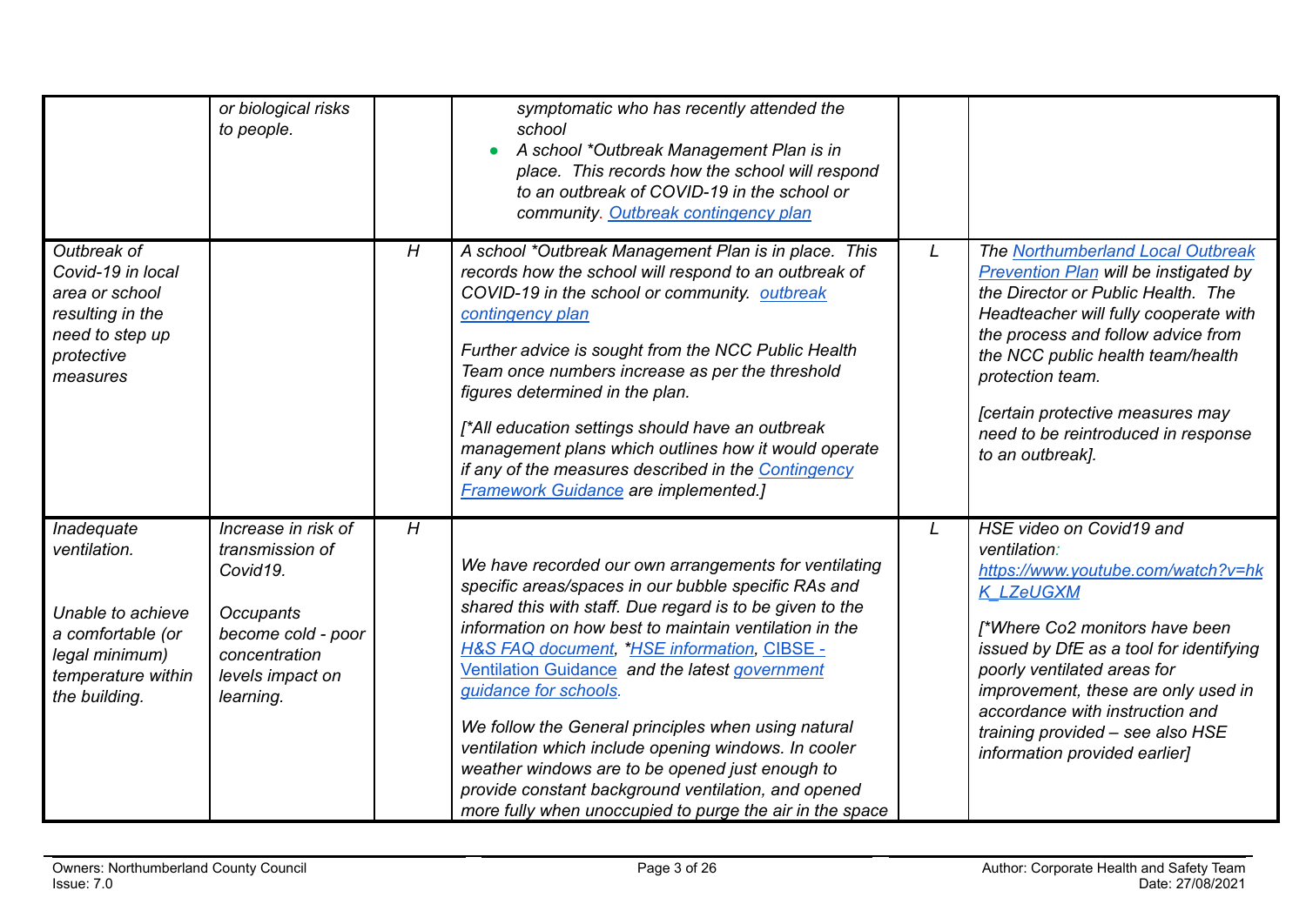| | | | | | |
|---|---|---|---|---|---|
| | *or biological risks to people.* | | *symptomatic who has recently attended the school*<br>• *A school *Outbreak Management Plan is in place. This records how the school will respond to an outbreak of COVID-19 in the school or community. Outbreak contingency plan* | | |
| *Outbreak of Covid-19 in local area or school resulting in the need to step up protective measures* | | *H* | *A school *Outbreak Management Plan is in place. This records how the school will respond to an outbreak of COVID-19 in the school or community. outbreak contingency plan*<br><br>*Further advice is sought from the NCC Public Health Team once numbers increase as per the threshold figures determined in the plan.*<br><br>*[*All education settings should have an outbreak management plans which outlines how it would operate if any of the measures described in the Contingency Framework Guidance are implemented.]* | *L* | *The Northumberland Local Outbreak Prevention Plan will be instigated by the Director or Public Health. The Headteacher will fully cooperate with the process and follow advice from the NCC public health team/health protection team.*<br><br>*[certain protective measures may need to be reintroduced in response to an outbreak].* |
| *Inadequate ventilation.*<br><br>*Unable to achieve a comfortable (or legal minimum) temperature within the building.* | *Increase in risk of transmission of Covid19.*<br><br>*Occupants become cold - poor concentration levels impact on learning.* | *H* | *We have recorded our own arrangements for ventilating specific areas/spaces in our bubble specific RAs and shared this with staff. Due regard is to be given to the information on how best to maintain ventilation in the H&S FAQ document, *HSE information, CIBSE - Ventilation Guidance and the latest government guidance for schools.*<br><br>*We follow the General principles when using natural ventilation which include opening windows. In cooler weather windows are to be opened just enough to provide constant background ventilation, and opened more fully when unoccupied to purge the air in the space* | *L* | *HSE video on Covid19 and ventilation: https://www.youtube.com/watch?v=hkK_LZeUGXM*<br><br>*[*Where Co2 monitors have been issued by DfE as a tool for identifying poorly ventilated areas for improvement, these are only used in accordance with instruction and training provided – see also HSE information provided earlier]* |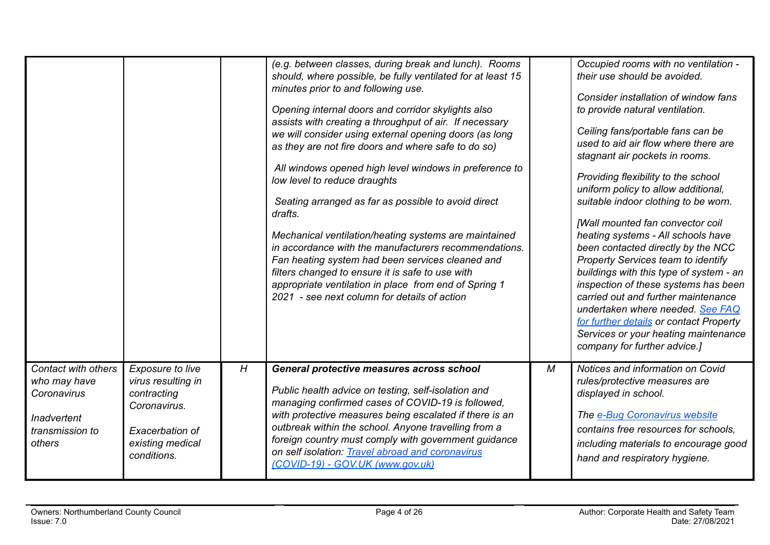| | | | | | |
|---|---|---|---|---|---|
| | | | *(e.g. between classes, during break and lunch). Rooms should, where possible, be fully ventilated for at least 15 minutes prior to and following use.*<br><br>*Opening internal doors and corridor skylights also assists with creating a throughput of air. If necessary we will consider using external opening doors (as long as they are not fire doors and where safe to do so)*<br><br>*All windows opened high level windows in preference to low level to reduce draughts*<br><br>*Seating arranged as far as possible to avoid direct drafts.*<br><br>*Mechanical ventilation/heating systems are maintained in accordance with the manufacturers recommendations. Fan heating system had been services cleaned and filters changed to ensure it is safe to use with appropriate ventilation in place from end of Spring 1 2021 - see next column for details of action* | | *Occupied rooms with no ventilation - their use should be avoided.*<br><br>*Consider installation of window fans to provide natural ventilation.*<br><br>*Ceiling fans/portable fans can be used to aid air flow where there are stagnant air pockets in rooms.*<br><br>*Providing flexibility to the school uniform policy to allow additional, suitable indoor clothing to be worn.*<br><br>*[Wall mounted fan convector coil heating systems - All schools have been contacted directly by the NCC Property Services team to identify buildings with this type of system - an inspection of these systems has been carried out and further maintenance undertaken where needed. [See FAQ for further details]() or contact Property Services or your heating maintenance company for further advice.]* |
| *Contact with others who may have Coronavirus*<br><br>*Inadvertent transmission to others* | *Exposure to live virus resulting in contracting Coronavirus.*<br><br>*Exacerbation of existing medical conditions.* | *H* | ***General protective measures across school***<br><br>*Public health advice on testing, self-isolation and managing confirmed cases of COVID-19 is followed, with protective measures being escalated if there is an outbreak within the school. Anyone travelling from a foreign country must comply with government guidance on self isolation: [Travel abroad and coronavirus (COVID-19) - GOV.UK (www.gov.uk)]()* | *M* | *Notices and information on Covid rules/protective measures are displayed in school.*<br><br>*The [e-Bug Coronavirus website]() contains free resources for schools, including materials to encourage good hand and respiratory hygiene.* |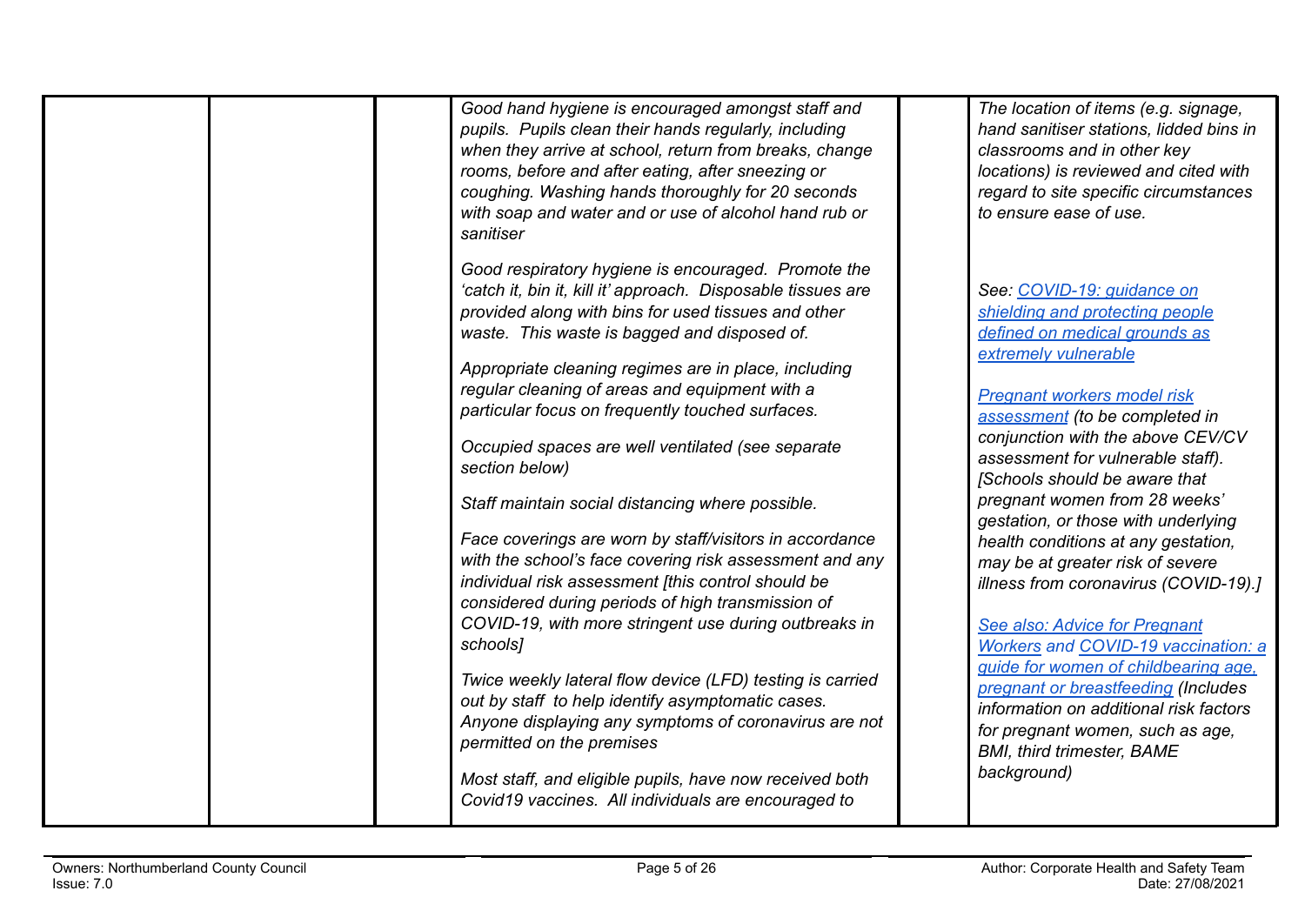|  |  |  | *Good hand hygiene is encouraged amongst staff and pupils. Pupils clean their hands regularly, including when they arrive at school, return from breaks, change rooms, before and after eating, after sneezing or coughing. Washing hands thoroughly for 20 seconds with soap and water and or use of alcohol hand rub or sanitiser*<br><br>*Good respiratory hygiene is encouraged. Promote the 'catch it, bin it, kill it' approach. Disposable tissues are provided along with bins for used tissues and other waste. This waste is bagged and disposed of.*<br><br>*Appropriate cleaning regimes are in place, including regular cleaning of areas and equipment with a particular focus on frequently touched surfaces.*<br><br>*Occupied spaces are well ventilated (see separate section below)*<br><br>*Staff maintain social distancing where possible.*<br><br>*Face coverings are worn by staff/visitors in accordance with the school's face covering risk assessment and any individual risk assessment [this control should be considered during periods of high transmission of COVID-19, with more stringent use during outbreaks in schools]*<br><br>*Twice weekly lateral flow device (LFD) testing is carried out by staff to help identify asymptomatic cases. Anyone displaying any symptoms of coronavirus are not permitted on the premises*<br><br>*Most staff, and eligible pupils, have now received both Covid19 vaccines. All individuals are encouraged to* |  | *The location of items (e.g. signage, hand sanitiser stations, lidded bins in classrooms and in other key locations) is reviewed and cited with regard to site specific circumstances to ensure ease of use.*<br><br>*See: COVID-19: guidance on shielding and protecting people defined on medical grounds as extremely vulnerable*<br><br>*Pregnant workers model risk assessment (to be completed in conjunction with the above CEV/CV assessment for vulnerable staff). [Schools should be aware that pregnant women from 28 weeks' gestation, or those with underlying health conditions at any gestation, may be at greater risk of severe illness from coronavirus (COVID-19).]*<br><br>*See also: Advice for Pregnant Workers and COVID-19 vaccination: a guide for women of childbearing age, pregnant or breastfeeding (Includes information on additional risk factors for pregnant women, such as age, BMI, third trimester, BAME background)* |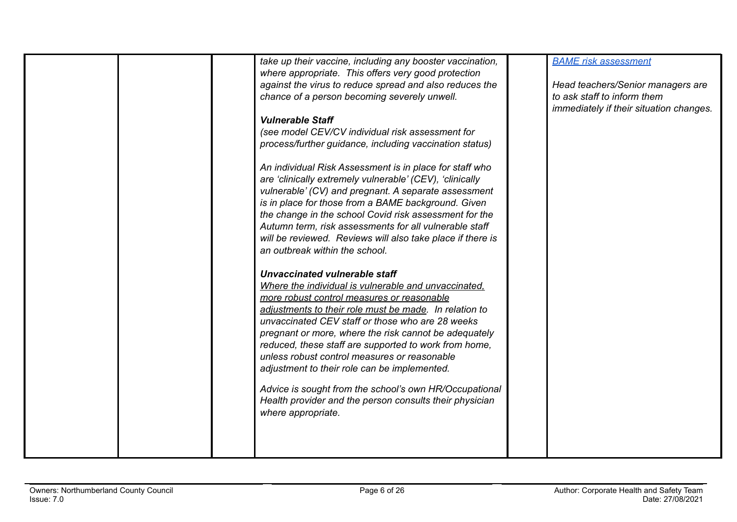| | | | | | |
|---|---|---|---|---|---|
| | | | *take up their vaccine, including any booster vaccination, where appropriate. This offers very good protection against the virus to reduce spread and also reduces the chance of a person becoming severely unwell.*<br><br>***Vulnerable Staff***<br>*(see model CEV/CV individual risk assessment for process/further guidance, including vaccination status)*<br><br>*An individual Risk Assessment is in place for staff who are 'clinically extremely vulnerable' (CEV), 'clinically vulnerable' (CV) and pregnant. A separate assessment is in place for those from a BAME background. Given the change in the school Covid risk assessment for the Autumn term, risk assessments for all vulnerable staff will be reviewed. Reviews will also take place if there is an outbreak within the school.*<br><br>***Unvaccinated vulnerable staff***<br>*<u>Where the individual is vulnerable and unvaccinated, more robust control measures or reasonable adjustments to their role must be made</u>. In relation to unvaccinated CEV staff or those who are 28 weeks pregnant or more, where the risk cannot be adequately reduced, these staff are supported to work from home, unless robust control measures or reasonable adjustment to their role can be implemented.*<br><br>*Advice is sought from the school's own HR/Occupational Health provider and the person consults their physician where appropriate.* | | *[BAME risk assessment]*<br><br>*Head teachers/Senior managers are to ask staff to inform them immediately if their situation changes.* |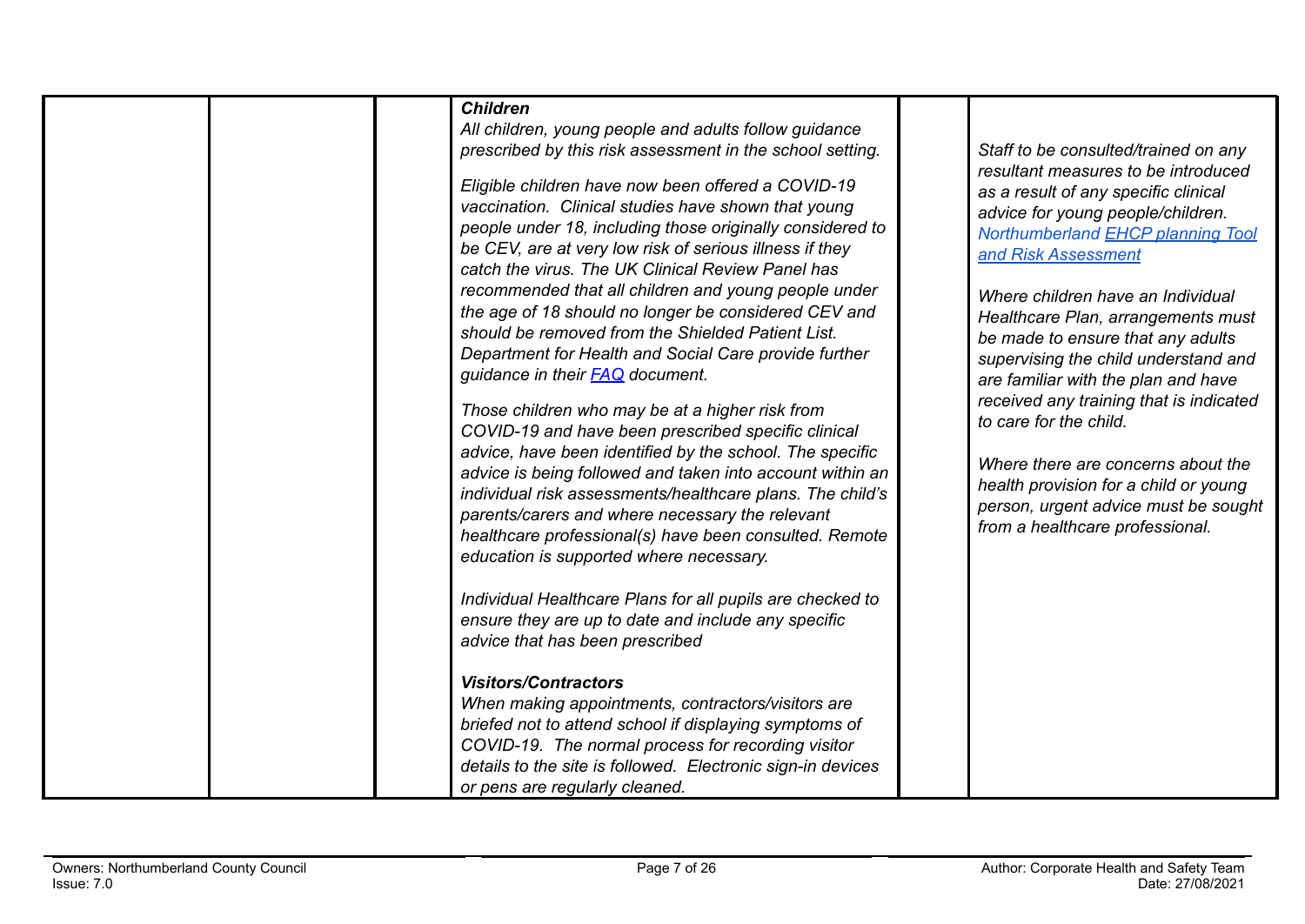| | | | | | |
|---|---|---|---|---|---|
| | | | ***Children***<br>*All children, young people and adults follow guidance prescribed by this risk assessment in the school setting.*<br><br>*Eligible children have now been offered a COVID-19 vaccination. Clinical studies have shown that young people under 18, including those originally considered to be CEV, are at very low risk of serious illness if they catch the virus. The UK Clinical Review Panel has recommended that all children and young people under the age of 18 should no longer be considered CEV and should be removed from the Shielded Patient List. Department for Health and Social Care provide further guidance in their [FAQ](FAQ) document.*<br><br>*Those children who may be at a higher risk from COVID-19 and have been prescribed specific clinical advice, have been identified by the school. The specific advice is being followed and taken into account within an individual risk assessments/healthcare plans. The child's parents/carers and where necessary the relevant healthcare professional(s) have been consulted. Remote education is supported where necessary.*<br><br>*Individual Healthcare Plans for all pupils are checked to ensure they are up to date and include any specific advice that has been prescribed*<br><br>***Visitors/Contractors***<br>*When making appointments, contractors/visitors are briefed not to attend school if displaying symptoms of COVID-19. The normal process for recording visitor details to the site is followed. Electronic sign-in devices or pens are regularly cleaned.* | | *Staff to be consulted/trained on any resultant measures to be introduced as a result of any specific clinical advice for young people/children.*<br>*Northumberland [EHCP planning Tool and Risk Assessment](EHCP planning Tool and Risk Assessment)*<br><br>*Where children have an Individual Healthcare Plan, arrangements must be made to ensure that any adults supervising the child understand and are familiar with the plan and have received any training that is indicated to care for the child.*<br><br>*Where there are concerns about the health provision for a child or young person, urgent advice must be sought from a healthcare professional.* |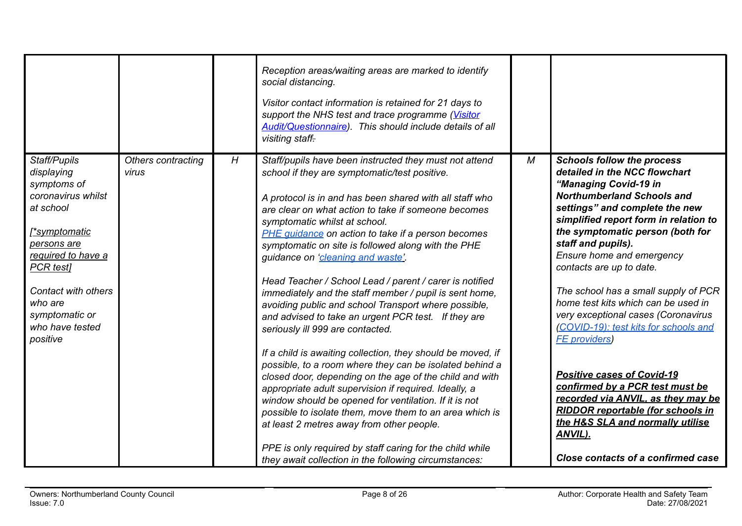| | | | | | |
|---|---|---|---|---|---|
| | | | *Reception areas/waiting areas are marked to identify social distancing.*<br><br>*Visitor contact information is retained for 21 days to support the NHS test and trace programme ([Visitor Audit/Questionnaire]). This should include details of all visiting staff.* | | |
| *Staff/Pupils displaying symptoms of coronavirus whilst at school*<br><br>*<u>[*symptomatic persons are required to have a PCR test]</u>*<br><br>*Contact with others who are symptomatic or who have tested positive* | *Others contracting virus* | *H* | *Staff/pupils have been instructed they must not attend school if they are symptomatic/test positive.*<br><br>*A protocol is in and has been shared with all staff who are clear on what action to take if someone becomes symptomatic whilst at school.*<br>*[PHE guidance] on action to take if a person becomes symptomatic on site is followed along with the PHE guidance on '[cleaning and waste]'.*<br><br>*Head Teacher / School Lead / parent / carer is notified immediately and the staff member / pupil is sent home, avoiding public and school Transport where possible, and advised to take an urgent PCR test. If they are seriously ill 999 are contacted.*<br><br>*If a child is awaiting collection, they should be moved, if possible, to a room where they can be isolated behind a closed door, depending on the age of the child and with appropriate adult supervision if required. Ideally, a window should be opened for ventilation. If it is not possible to isolate them, move them to an area which is at least 2 metres away from other people.*<br><br>*PPE is only required by staff caring for the child while they await collection in the following circumstances:* | *M* | ***Schools follow the process detailed in the NCC flowchart "Managing Covid-19 in Northumberland Schools and settings" and complete the new simplified report form in relation to the symptomatic person (both for staff and pupils).***<br>*Ensure home and emergency contacts are up to date.*<br><br>*The school has a small supply of PCR home test kits which can be used in very exceptional cases (Coronavirus ([COVID-19): test kits for schools and FE providers])*<br><br>***<u>Positive cases of Covid-19 confirmed by a PCR test must be recorded via ANVIL, as they may be RIDDOR reportable (for schools in the H&S SLA and normally utilise ANVIL).</u>***<br><br>***Close contacts of a confirmed case*** |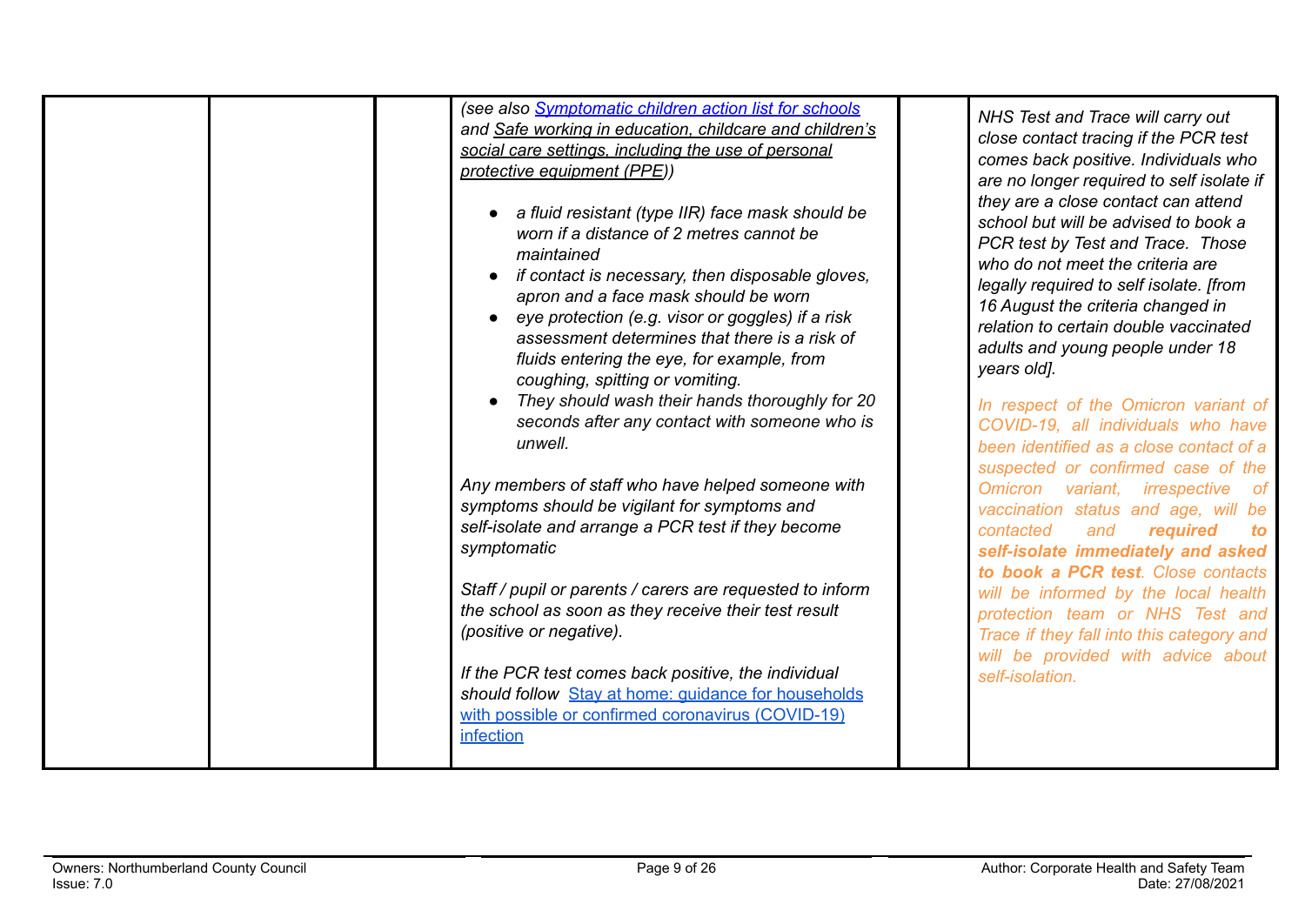| | | | | | |
|---|---|---|---|---|---|
| | | | *(see also [Symptomatic children action list for schools]() and Safe working in education, childcare and children's social care settings, including the use of personal protective equipment (PPE))*<br><br>• *a fluid resistant (type IIR) face mask should be worn if a distance of 2 metres cannot be maintained*<br>• *if contact is necessary, then disposable gloves, apron and a face mask should be worn*<br>• *eye protection (e.g. visor or goggles) if a risk assessment determines that there is a risk of fluids entering the eye, for example, from coughing, spitting or vomiting.*<br>• *They should wash their hands thoroughly for 20 seconds after any contact with someone who is unwell.*<br><br>*Any members of staff who have helped someone with symptoms should be vigilant for symptoms and self-isolate and arrange a PCR test if they become symptomatic*<br><br>*Staff / pupil or parents / carers are requested to inform the school as soon as they receive their test result (positive or negative).*<br><br>*If the PCR test comes back positive, the individual should follow* [Stay at home: guidance for households with possible or confirmed coronavirus (COVID-19) infection]() | | *NHS Test and Trace will carry out close contact tracing if the PCR test comes back positive. Individuals who are no longer required to self isolate if they are a close contact can attend school but will be advised to book a PCR test by Test and Trace. Those who do not meet the criteria are legally required to self isolate. [from 16 August the criteria changed in relation to certain double vaccinated adults and young people under 18 years old].*<br><br>*In respect of the Omicron variant of COVID-19, all individuals who have been identified as a close contact of a suspected or confirmed case of the Omicron variant, irrespective of vaccination status and age, will be contacted and* ***required to self-isolate immediately and asked to book a PCR test****. Close contacts will be informed by the local health protection team or NHS Test and Trace if they fall into this category and will be provided with advice about self-isolation.* |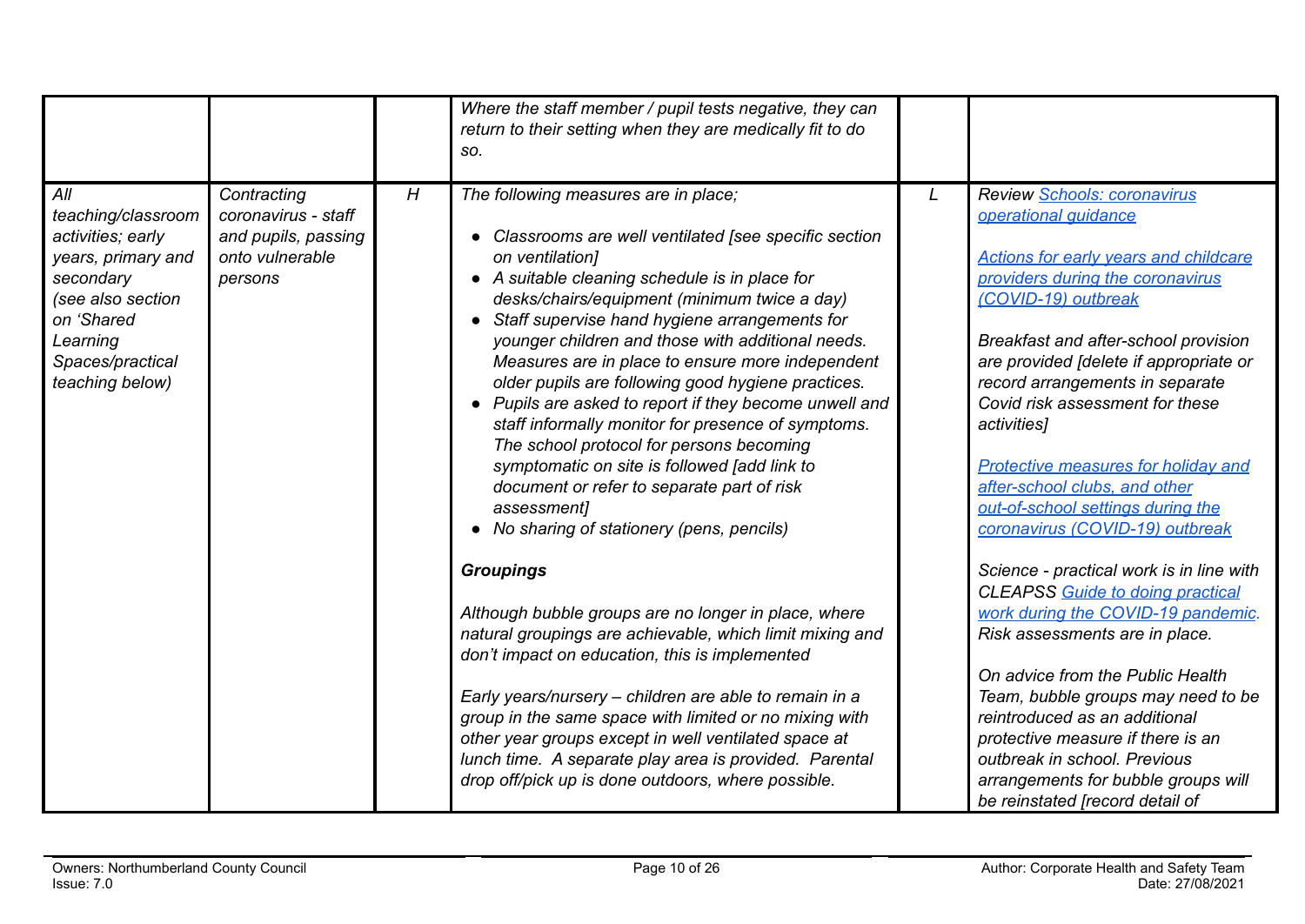| | | | | | |
|---|---|---|---|---|---|
| | | | *Where the staff member / pupil tests negative, they can return to their setting when they are medically fit to do so.* | | |
| *All teaching/classroom activities; early years, primary and secondary (see also section on 'Shared Learning Spaces/practical teaching below)* | *Contracting coronavirus - staff and pupils, passing onto vulnerable persons* | *H* | *The following measures are in place;*<br><br>• *Classrooms are well ventilated [see specific section on ventilation]*<br>• *A suitable cleaning schedule is in place for desks/chairs/equipment (minimum twice a day)*<br>• *Staff supervise hand hygiene arrangements for younger children and those with additional needs. Measures are in place to ensure more independent older pupils are following good hygiene practices.*<br>• *Pupils are asked to report if they become unwell and staff informally monitor for presence of symptoms. The school protocol for persons becoming symptomatic on site is followed [add link to document or refer to separate part of risk assessment]*<br>• *No sharing of stationery (pens, pencils)*<br><br>***Groupings***<br><br>*Although bubble groups are no longer in place, where natural groupings are achievable, which limit mixing and don't impact on education, this is implemented*<br><br>*Early years/nursery – children are able to remain in a group in the same space with limited or no mixing with other year groups except in well ventilated space at lunch time. A separate play area is provided. Parental drop off/pick up is done outdoors, where possible.* | *L* | *Review Schools: coronavirus operational guidance*<br><br>*Actions for early years and childcare providers during the coronavirus (COVID-19) outbreak*<br><br>*Breakfast and after-school provision are provided [delete if appropriate or record arrangements in separate Covid risk assessment for these activities]*<br><br>*Protective measures for holiday and after-school clubs, and other out-of-school settings during the coronavirus (COVID-19) outbreak*<br><br>*Science - practical work is in line with CLEAPSS Guide to doing practical work during the COVID-19 pandemic. Risk assessments are in place.*<br><br>*On advice from the Public Health Team, bubble groups may need to be reintroduced as an additional protective measure if there is an outbreak in school. Previous arrangements for bubble groups will be reinstated [record detail of* |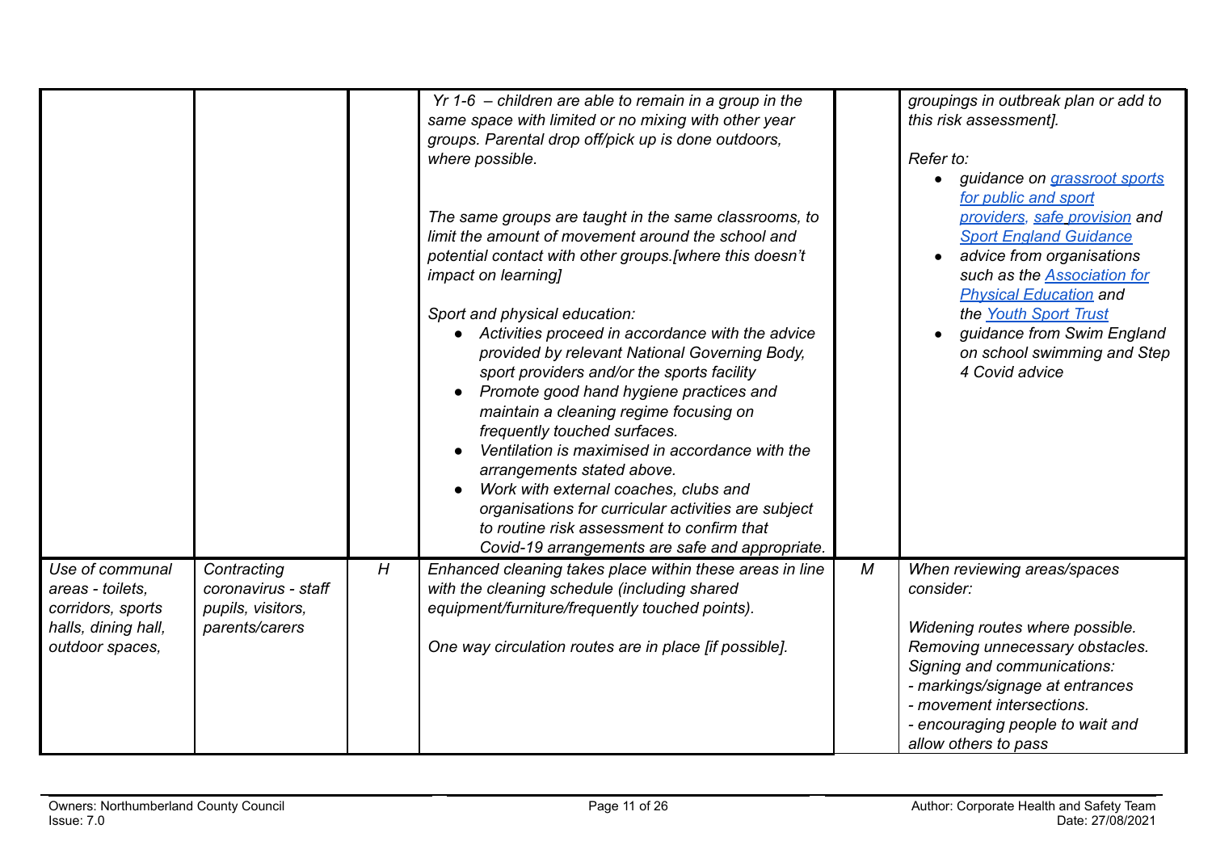| | | | | | |
|---|---|---|---|---|---|
| | | | *Yr 1-6 – children are able to remain in a group in the same space with limited or no mixing with other year groups. Parental drop off/pick up is done outdoors, where possible.*<br><br>*The same groups are taught in the same classrooms, to limit the amount of movement around the school and potential contact with other groups.[where this doesn't impact on learning]*<br><br>*Sport and physical education:*<br>• *Activities proceed in accordance with the advice provided by relevant National Governing Body, sport providers and/or the sports facility*<br>• *Promote good hand hygiene practices and maintain a cleaning regime focusing on frequently touched surfaces.*<br>• *Ventilation is maximised in accordance with the arrangements stated above.*<br>• *Work with external coaches, clubs and organisations for curricular activities are subject to routine risk assessment to confirm that Covid-19 arrangements are safe and appropriate.* | | *groupings in outbreak plan or add to this risk assessment].*<br><br>*Refer to:*<br>• *guidance on grassroot sports for public and sport providers, safe provision and Sport England Guidance*<br>• *advice from organisations such as the Association for Physical Education and the Youth Sport Trust*<br>• *guidance from Swim England on school swimming and Step 4 Covid advice* |
| *Use of communal areas - toilets, corridors, sports halls, dining hall, outdoor spaces,* | *Contracting coronavirus - staff pupils, visitors, parents/carers* | *H* | *Enhanced cleaning takes place within these areas in line with the cleaning schedule (including shared equipment/furniture/frequently touched points).*<br><br>*One way circulation routes are in place [if possible].* | *M* | *When reviewing areas/spaces consider:*<br><br>*Widening routes where possible.*<br>*Removing unnecessary obstacles.*<br>*Signing and communications:*<br>*- markings/signage at entrances*<br>*- movement intersections.*<br>*- encouraging people to wait and allow others to pass* |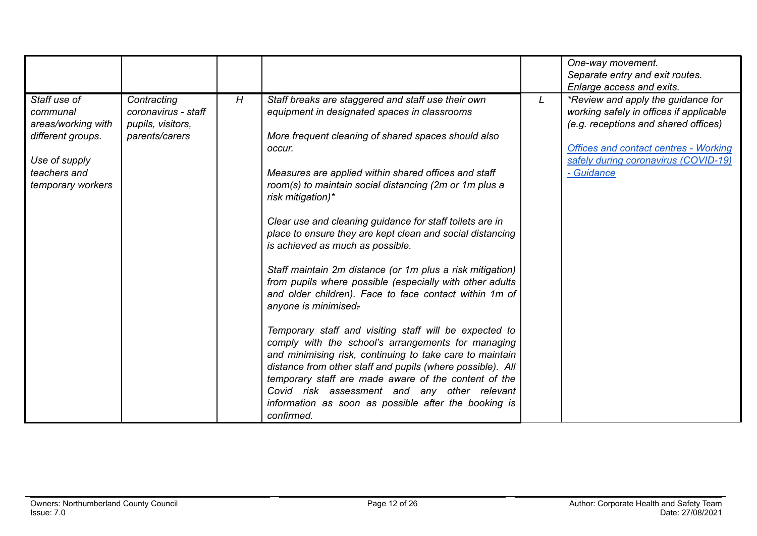| | | | | | |
|---|---|---|---|---|---|
| | | | | | *One-way movement.*<br>*Separate entry and exit routes.*<br>*Enlarge access and exits.* |
| *Staff use of communal areas/working with different groups.*<br><br>*Use of supply teachers and temporary workers* | *Contracting coronavirus - staff pupils, visitors, parents/carers* | *H* | *Staff breaks are staggered and staff use their own equipment in designated spaces in classrooms*<br><br>*More frequent cleaning of shared spaces should also occur.*<br><br>*Measures are applied within shared offices and staff room(s) to maintain social distancing (2m or 1m plus a risk mitigation)**<br><br>*Clear use and cleaning guidance for staff toilets are in place to ensure they are kept clean and social distancing is achieved as much as possible.*<br><br>*Staff maintain 2m distance (or 1m plus a risk mitigation) from pupils where possible (especially with other adults and older children). Face to face contact within 1m of anyone is minimised.*<br><br>*Temporary staff and visiting staff will be expected to comply with the school's arrangements for managing and minimising risk, continuing to take care to maintain distance from other staff and pupils (where possible). All temporary staff are made aware of the content of the Covid risk assessment and any other relevant information as soon as possible after the booking is confirmed.* | *L* | **Review and apply the guidance for working safely in offices if applicable (e.g. receptions and shared offices)*<br><br>[*Offices and contact centres - Working safely during coronavirus (COVID-19) - Guidance*]() |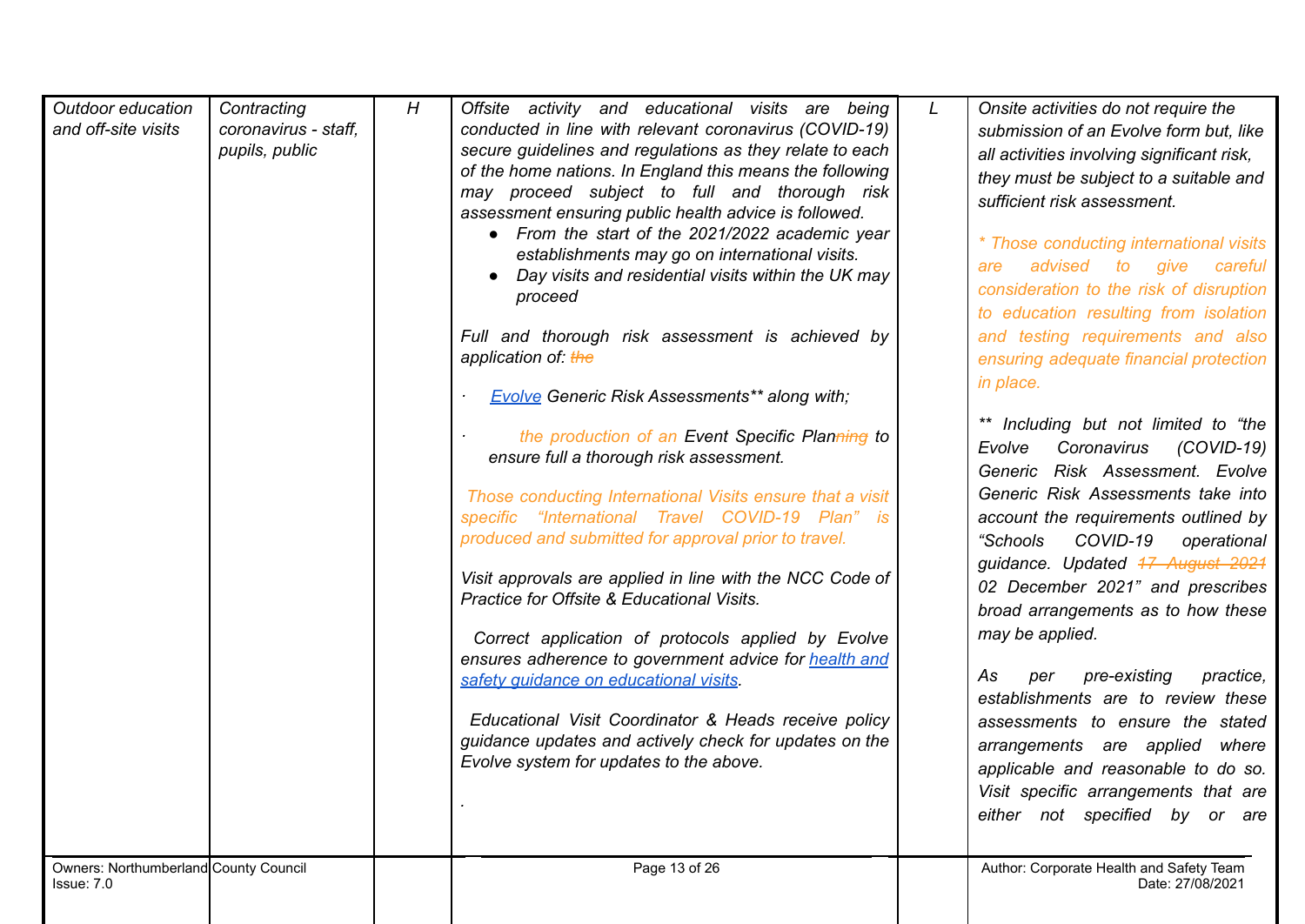| Outdoor education and off-site visits | Contracting coronavirus - staff, pupils, public | H | Offsite activity and educational visits are being conducted in line with relevant coronavirus (COVID-19) secure guidelines and regulations as they relate to each of the home nations. In England this means the following may proceed subject to full and thorough risk assessment ensuring public health advice is followed.<br>• From the start of the 2021/2022 academic year establishments may go on international visits.<br>• Day visits and residential visits within the UK may proceed<br><br>Full and thorough risk assessment is achieved by application of: ~~the~~<br><br>· Evolve Generic Risk Assessments** along with;<br><br>· the production of an Event Specific Plan~~ning~~ to ensure full a thorough risk assessment.<br><br>Those conducting International Visits ensure that a visit specific "International Travel COVID-19 Plan" is produced and submitted for approval prior to travel.<br><br>Visit approvals are applied in line with the NCC Code of Practice for Offsite & Educational Visits.<br><br>Correct application of protocols applied by Evolve ensures adherence to government advice for health and safety guidance on educational visits.<br><br>Educational Visit Coordinator & Heads receive policy guidance updates and actively check for updates on the Evolve system for updates to the above.<br><br>. | L | Onsite activities do not require the submission of an Evolve form but, like all activities involving significant risk, they must be subject to a suitable and sufficient risk assessment.<br><br>* Those conducting international visits are advised to give careful consideration to the risk of disruption to education resulting from isolation and testing requirements and also ensuring adequate financial protection in place.<br><br>** Including but not limited to "the Evolve Coronavirus (COVID-19) Generic Risk Assessment. Evolve Generic Risk Assessments take into account the requirements outlined by "Schools COVID-19 operational guidance. Updated ~~17 August 2021~~ 02 December 2021" and prescribes broad arrangements as to how these may be applied.<br><br>As per pre-existing practice, establishments are to review these assessments to ensure the stated arrangements are applied where applicable and reasonable to do so. Visit specific arrangements that are either not specified by or are |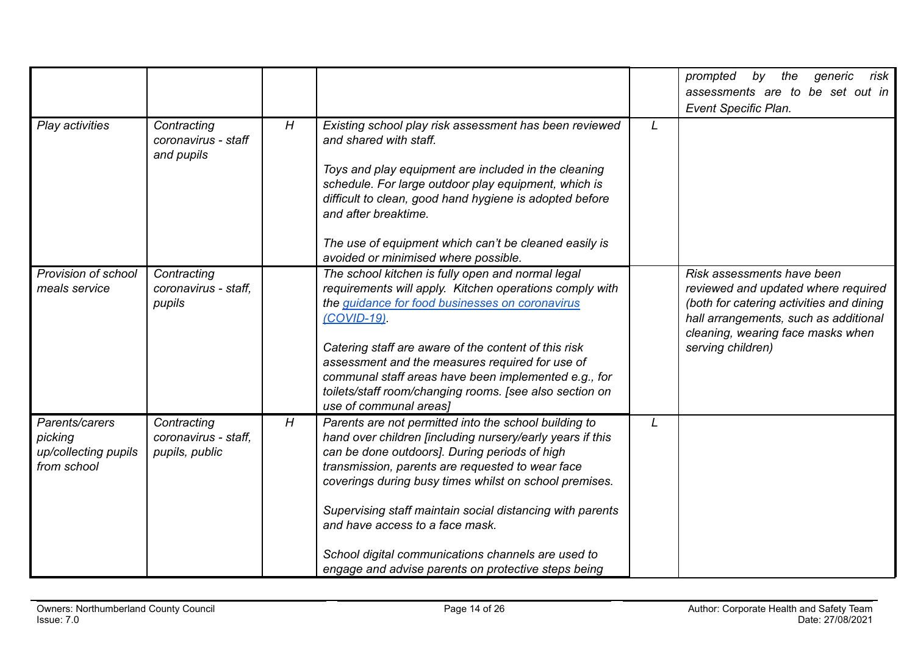| | | | | | |
|---|---|---|---|---|---|
| | | | | | *prompted by the generic risk assessments are to be set out in Event Specific Plan.* |
| *Play activities* | *Contracting coronavirus - staff and pupils* | *H* | *Existing school play risk assessment has been reviewed and shared with staff.*<br><br>*Toys and play equipment are included in the cleaning schedule. For large outdoor play equipment, which is difficult to clean, good hand hygiene is adopted before and after breaktime.*<br><br>*The use of equipment which can't be cleaned easily is avoided or minimised where possible.* | *L* | |
| *Provision of school meals service* | *Contracting coronavirus - staff, pupils* | | *The school kitchen is fully open and normal legal requirements will apply. Kitchen operations comply with the guidance for food businesses on coronavirus (COVID-19).*<br><br>*Catering staff are aware of the content of this risk assessment and the measures required for use of communal staff areas have been implemented e.g., for toilets/staff room/changing rooms. [see also section on use of communal areas]* | | *Risk assessments have been reviewed and updated where required (both for catering activities and dining hall arrangements, such as additional cleaning, wearing face masks when serving children)* |
| *Parents/carers picking up/collecting pupils from school* | *Contracting coronavirus - staff, pupils, public* | *H* | *Parents are not permitted into the school building to hand over children [including nursery/early years if this can be done outdoors]. During periods of high transmission, parents are requested to wear face coverings during busy times whilst on school premises.*<br><br>*Supervising staff maintain social distancing with parents and have access to a face mask.*<br><br>*School digital communications channels are used to engage and advise parents on protective steps being* | *L* | |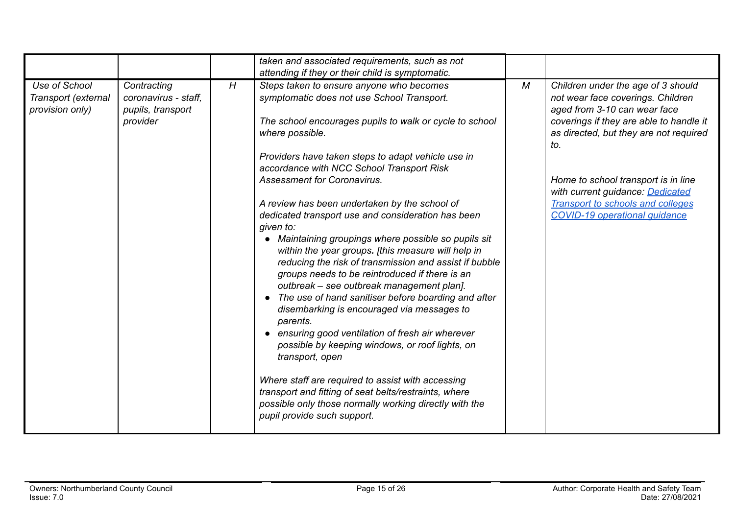| | | | | | |
|---|---|---|---|---|---|
| | | | *taken and associated requirements, such as not attending if they or their child is symptomatic.* | | |
| *Use of School Transport (external provision only)* | *Contracting coronavirus - staff, pupils, transport provider* | *H* | *Steps taken to ensure anyone who becomes symptomatic does not use School Transport.*<br><br>*The school encourages pupils to walk or cycle to school where possible.*<br><br>*Providers have taken steps to adapt vehicle use in accordance with NCC School Transport Risk Assessment for Coronavirus.*<br><br>*A review has been undertaken by the school of dedicated transport use and consideration has been given to:*<br>• *Maintaining groupings where possible so pupils sit within the year groups. [this measure will help in reducing the risk of transmission and assist if bubble groups needs to be reintroduced if there is an outbreak – see outbreak management plan].*<br>• *The use of hand sanitiser before boarding and after disembarking is encouraged via messages to parents.*<br>• *ensuring good ventilation of fresh air wherever possible by keeping windows, or roof lights, on transport, open*<br><br>*Where staff are required to assist with accessing transport and fitting of seat belts/restraints, where possible only those normally working directly with the pupil provide such support.* | *M* | *Children under the age of 3 should not wear face coverings. Children aged from 3-10 can wear face coverings if they are able to handle it as directed, but they are not required to.*<br><br>*Home to school transport is in line with current guidance: Dedicated Transport to schools and colleges COVID-19 operational guidance* |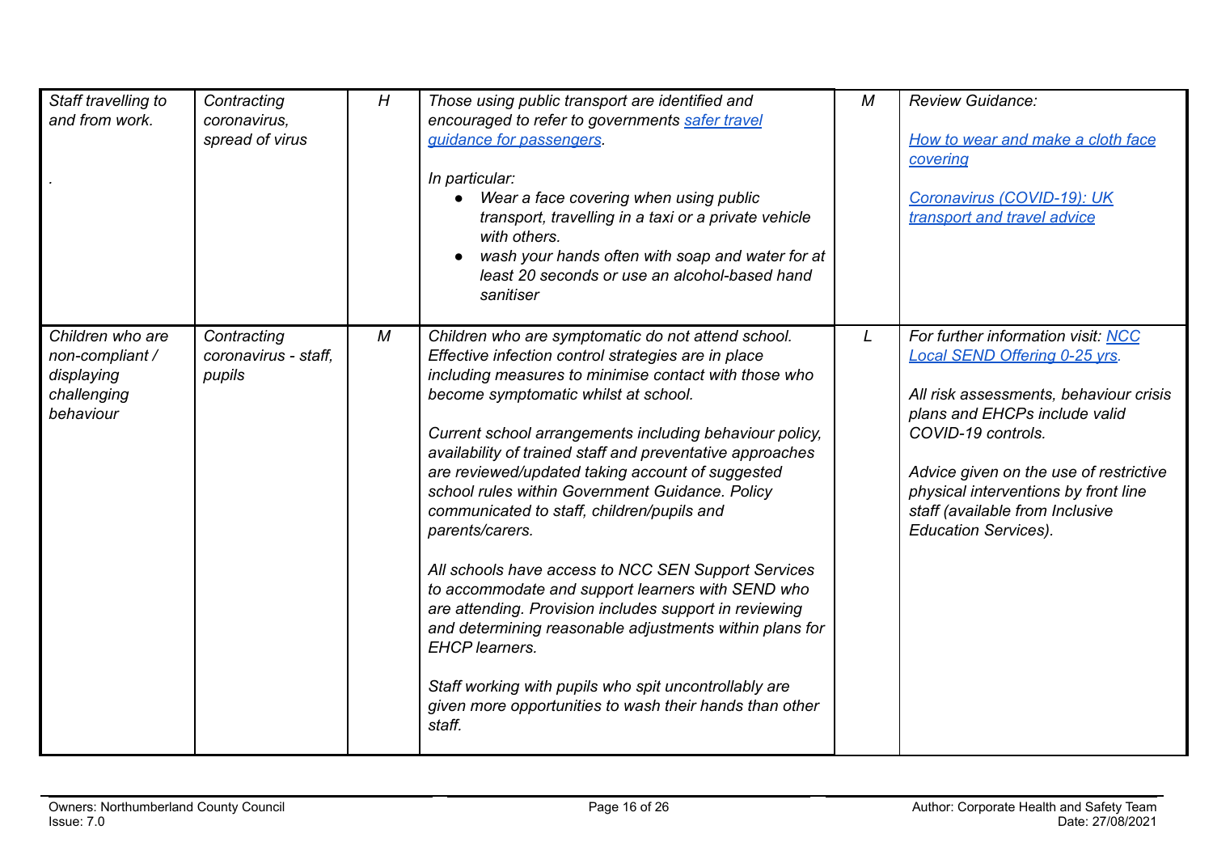| | | | | | |
|---|---|---|---|---|---|
| *Staff travelling to and from work.*<br><br>*.* | *Contracting coronavirus, spread of virus* | *H* | *Those using public transport are identified and encouraged to refer to governments [safer travel guidance for passengers](#).*<br><br>*In particular:*<br>● *Wear a face covering when using public transport, travelling in a taxi or a private vehicle with others.*<br>● *wash your hands often with soap and water for at least 20 seconds or use an alcohol-based hand sanitiser* | *M* | *Review Guidance:*<br><br>*[How to wear and make a cloth face covering](#)*<br><br>*[Coronavirus (COVID-19): UK transport and travel advice](#)* |
| *Children who are non-compliant / displaying challenging behaviour* | *Contracting coronavirus - staff, pupils* | *M* | *Children who are symptomatic do not attend school. Effective infection control strategies are in place including measures to minimise contact with those who become symptomatic whilst at school.*<br><br>*Current school arrangements including behaviour policy, availability of trained staff and preventative approaches are reviewed/updated taking account of suggested school rules within Government Guidance. Policy communicated to staff, children/pupils and parents/carers.*<br><br>*All schools have access to NCC SEN Support Services to accommodate and support learners with SEND who are attending. Provision includes support in reviewing and determining reasonable adjustments within plans for EHCP learners.*<br><br>*Staff working with pupils who spit uncontrollably are given more opportunities to wash their hands than other staff.* | *L* | *For further information visit: [NCC Local SEND Offering 0-25 yrs](#).*<br><br>*All risk assessments, behaviour crisis plans and EHCPs include valid COVID-19 controls.*<br><br>*Advice given on the use of restrictive physical interventions by front line staff (available from Inclusive Education Services).* |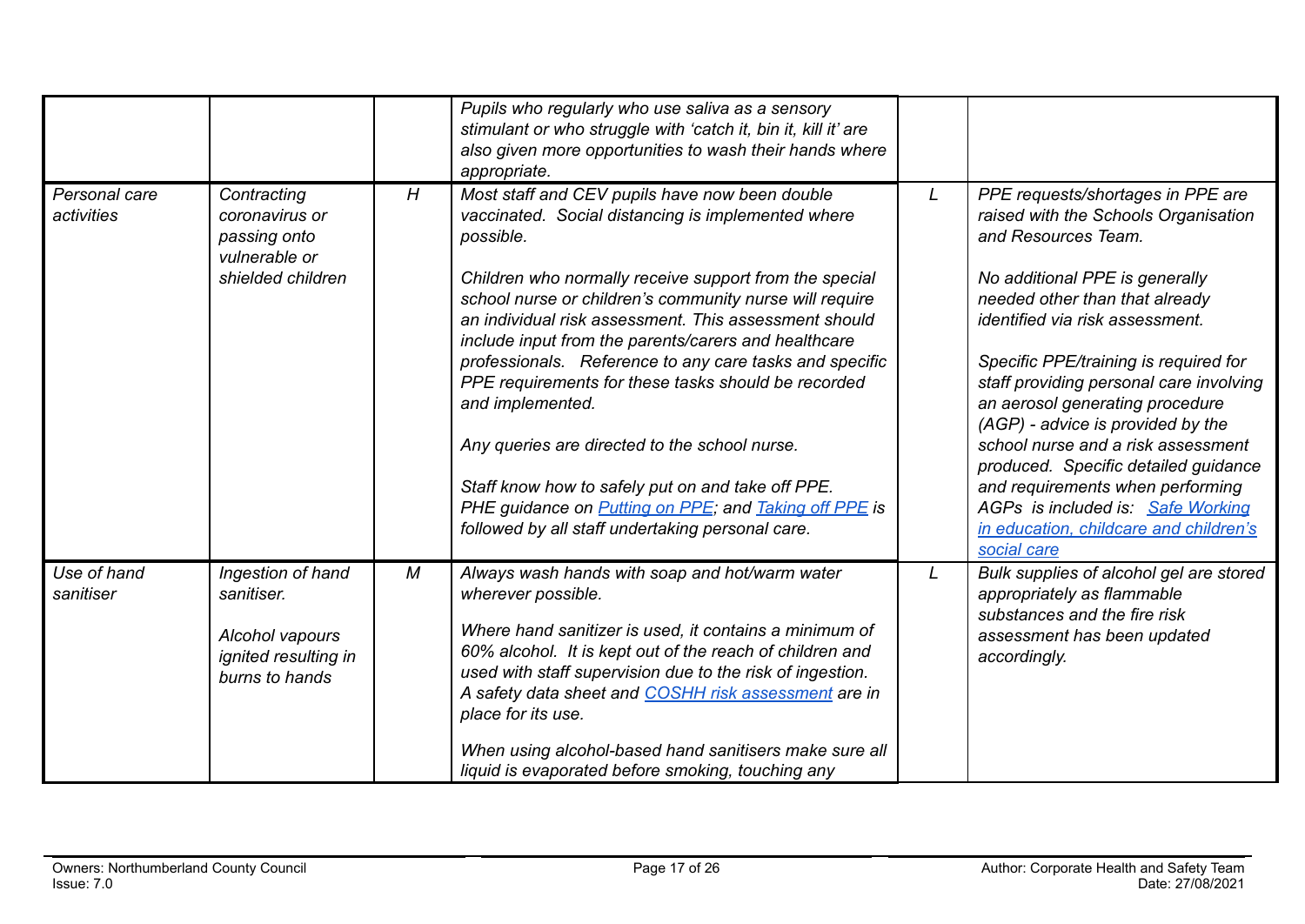| | | | | | |
|---|---|---|---|---|---|
| | | | *Pupils who regularly who use saliva as a sensory stimulant or who struggle with 'catch it, bin it, kill it' are also given more opportunities to wash their hands where appropriate.* | | |
| *Personal care activities* | *Contracting coronavirus or passing onto vulnerable or shielded children* | *H* | *Most staff and CEV pupils have now been double vaccinated. Social distancing is implemented where possible.*<br><br>*Children who normally receive support from the special school nurse or children's community nurse will require an individual risk assessment. This assessment should include input from the parents/carers and healthcare professionals. Reference to any care tasks and specific PPE requirements for these tasks should be recorded and implemented.*<br><br>*Any queries are directed to the school nurse.*<br><br>*Staff know how to safely put on and take off PPE. PHE guidance on [Putting on PPE](); and [Taking off PPE]() is followed by all staff undertaking personal care.* | *L* | *PPE requests/shortages in PPE are raised with the Schools Organisation and Resources Team.*<br><br>*No additional PPE is generally needed other than that already identified via risk assessment.*<br><br>*Specific PPE/training is required for staff providing personal care involving an aerosol generating procedure (AGP) - advice is provided by the school nurse and a risk assessment produced. Specific detailed guidance and requirements when performing AGPs is included is: [Safe Working in education, childcare and children's social care]()* |
| *Use of hand sanitiser* | *Ingestion of hand sanitiser.*<br><br>*Alcohol vapours ignited resulting in burns to hands* | *M* | *Always wash hands with soap and hot/warm water wherever possible.*<br><br>*Where hand sanitizer is used, it contains a minimum of 60% alcohol. It is kept out of the reach of children and used with staff supervision due to the risk of ingestion. A safety data sheet and [COSHH risk assessment]() are in place for its use.*<br><br>*When using alcohol-based hand sanitisers make sure all liquid is evaporated before smoking, touching any* | *L* | *Bulk supplies of alcohol gel are stored appropriately as flammable substances and the fire risk assessment has been updated accordingly.* |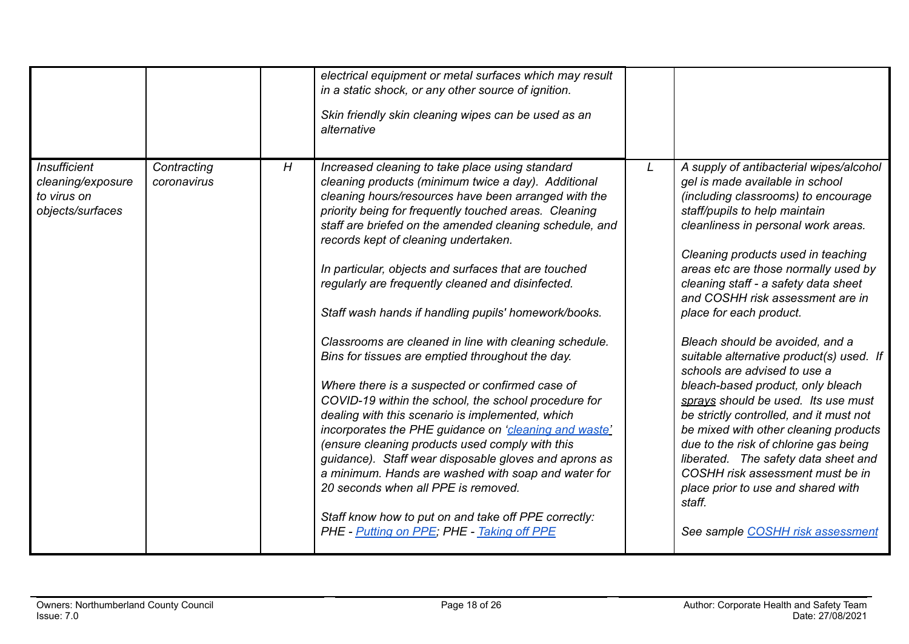|  |  |  |  |  |  |
|---|---|---|---|---|---|
|  |  |  | *electrical equipment or metal surfaces which may result in a static shock, or any other source of ignition.*<br><br>*Skin friendly skin cleaning wipes can be used as an alternative* |  |  |
| *Insufficient cleaning/exposure to virus on objects/surfaces* | *Contracting coronavirus* | *H* | *Increased cleaning to take place using standard cleaning products (minimum twice a day). Additional cleaning hours/resources have been arranged with the priority being for frequently touched areas. Cleaning staff are briefed on the amended cleaning schedule, and records kept of cleaning undertaken.*<br><br>*In particular, objects and surfaces that are touched regularly are frequently cleaned and disinfected.*<br><br>*Staff wash hands if handling pupils' homework/books.*<br><br>*Classrooms are cleaned in line with cleaning schedule. Bins for tissues are emptied throughout the day.*<br><br>*Where there is a suspected or confirmed case of COVID-19 within the school, the school procedure for dealing with this scenario is implemented, which incorporates the PHE guidance on 'cleaning and waste' (ensure cleaning products used comply with this guidance). Staff wear disposable gloves and aprons as a minimum. Hands are washed with soap and water for 20 seconds when all PPE is removed.*<br><br>*Staff know how to put on and take off PPE correctly: PHE - Putting on PPE; PHE - Taking off PPE* | *L* | *A supply of antibacterial wipes/alcohol gel is made available in school (including classrooms) to encourage staff/pupils to help maintain cleanliness in personal work areas.*<br><br>*Cleaning products used in teaching areas etc are those normally used by cleaning staff - a safety data sheet and COSHH risk assessment are in place for each product.*<br><br>*Bleach should be avoided, and a suitable alternative product(s) used. If schools are advised to use a bleach-based product, only bleach sprays should be used. Its use must be strictly controlled, and it must not be mixed with other cleaning products due to the risk of chlorine gas being liberated. The safety data sheet and COSHH risk assessment must be in place prior to use and shared with staff.*<br><br>*See sample COSHH risk assessment* |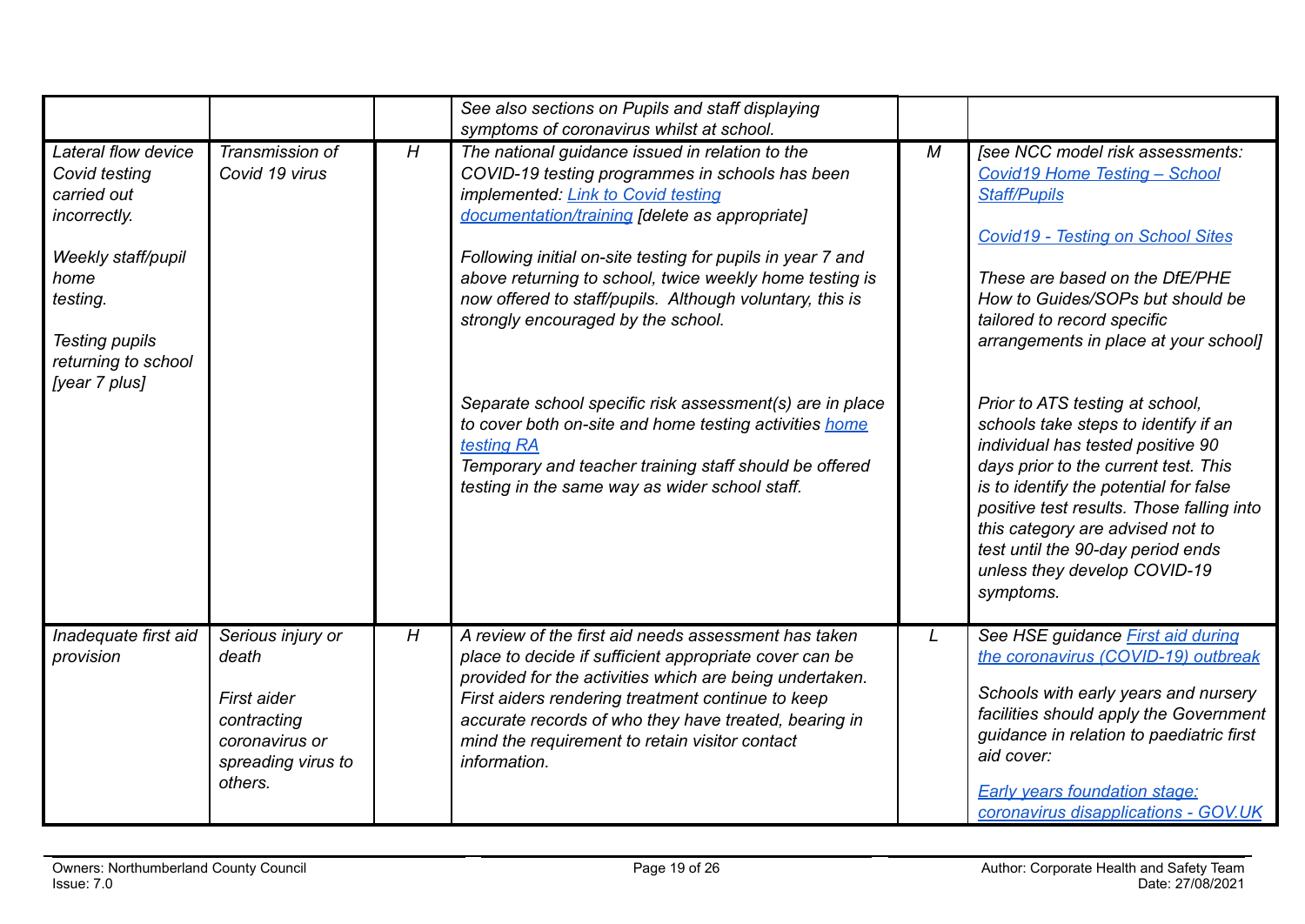| | | | | | |
|---|---|---|---|---|---|
| | | | *See also sections on Pupils and staff displaying symptoms of coronavirus whilst at school.* | | |
| *Lateral flow device Covid testing carried out incorrectly.*<br><br>*Weekly staff/pupil home testing.*<br><br>*Testing pupils returning to school [year 7 plus]* | *Transmission of Covid 19 virus* | *H* | *The national guidance issued in relation to the COVID-19 testing programmes in schools has been implemented: [Link to Covid testing documentation/training](#) [delete as appropriate]*<br><br>*Following initial on-site testing for pupils in year 7 and above returning to school, twice weekly home testing is now offered to staff/pupils. Although voluntary, this is strongly encouraged by the school.*<br><br>*Separate school specific risk assessment(s) are in place to cover both on-site and home testing activities [home testing RA](#)*<br>*Temporary and teacher training staff should be offered testing in the same way as wider school staff.* | *M* | *[see NCC model risk assessments: [Covid19 Home Testing – School Staff/Pupils](#)*<br><br>*[Covid19 - Testing on School Sites](#)*<br><br>*These are based on the DfE/PHE How to Guides/SOPs but should be tailored to record specific arrangements in place at your school]*<br><br>*Prior to ATS testing at school, schools take steps to identify if an individual has tested positive 90 days prior to the current test. This is to identify the potential for false positive test results. Those falling into this category are advised not to test until the 90-day period ends unless they develop COVID-19 symptoms.* |
| *Inadequate first aid provision* | *Serious injury or death*<br><br>*First aider contracting coronavirus or spreading virus to others.* | *H* | *A review of the first aid needs assessment has taken place to decide if sufficient appropriate cover can be provided for the activities which are being undertaken. First aiders rendering treatment continue to keep accurate records of who they have treated, bearing in mind the requirement to retain visitor contact information.* | *L* | *See HSE guidance [First aid during the coronavirus (COVID-19) outbreak](#)*<br><br>*Schools with early years and nursery facilities should apply the Government guidance in relation to paediatric first aid cover:*<br><br>*[Early years foundation stage: coronavirus disapplications - GOV.UK](#)* |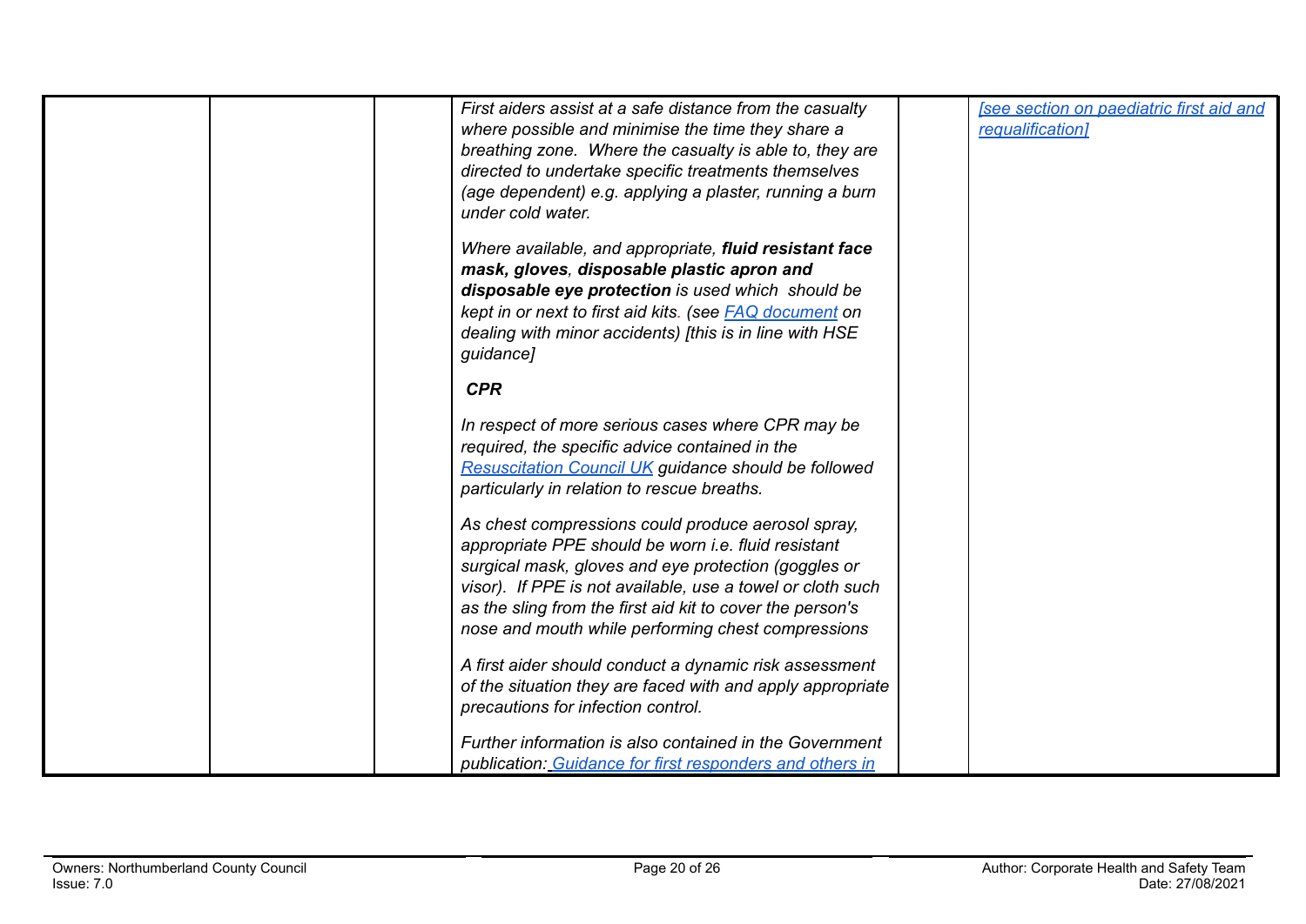| | | | | | |
|---|---|---|---|---|---|
| | | | *First aiders assist at a safe distance from the casualty where possible and minimise the time they share a breathing zone. Where the casualty is able to, they are directed to undertake specific treatments themselves (age dependent) e.g. applying a plaster, running a burn under cold water.*<br><br>*Where available, and appropriate, **fluid resistant face mask, gloves, disposable plastic apron and disposable eye protection** is used which should be kept in or next to first aid kits. (see [FAQ document]() on dealing with minor accidents) [this is in line with HSE guidance]*<br><br>***CPR***<br><br>*In respect of more serious cases where CPR may be required, the specific advice contained in the [Resuscitation Council UK]() guidance should be followed particularly in relation to rescue breaths.*<br><br>*As chest compressions could produce aerosol spray, appropriate PPE should be worn i.e. fluid resistant surgical mask, gloves and eye protection (goggles or visor). If PPE is not available, use a towel or cloth such as the sling from the first aid kit to cover the person's nose and mouth while performing chest compressions*<br><br>*A first aider should conduct a dynamic risk assessment of the situation they are faced with and apply appropriate precautions for infection control.*<br><br>*Further information is also contained in the Government publication: [Guidance for first responders and others in]()* | | *[[see section on paediatric first aid and requalification]]()* |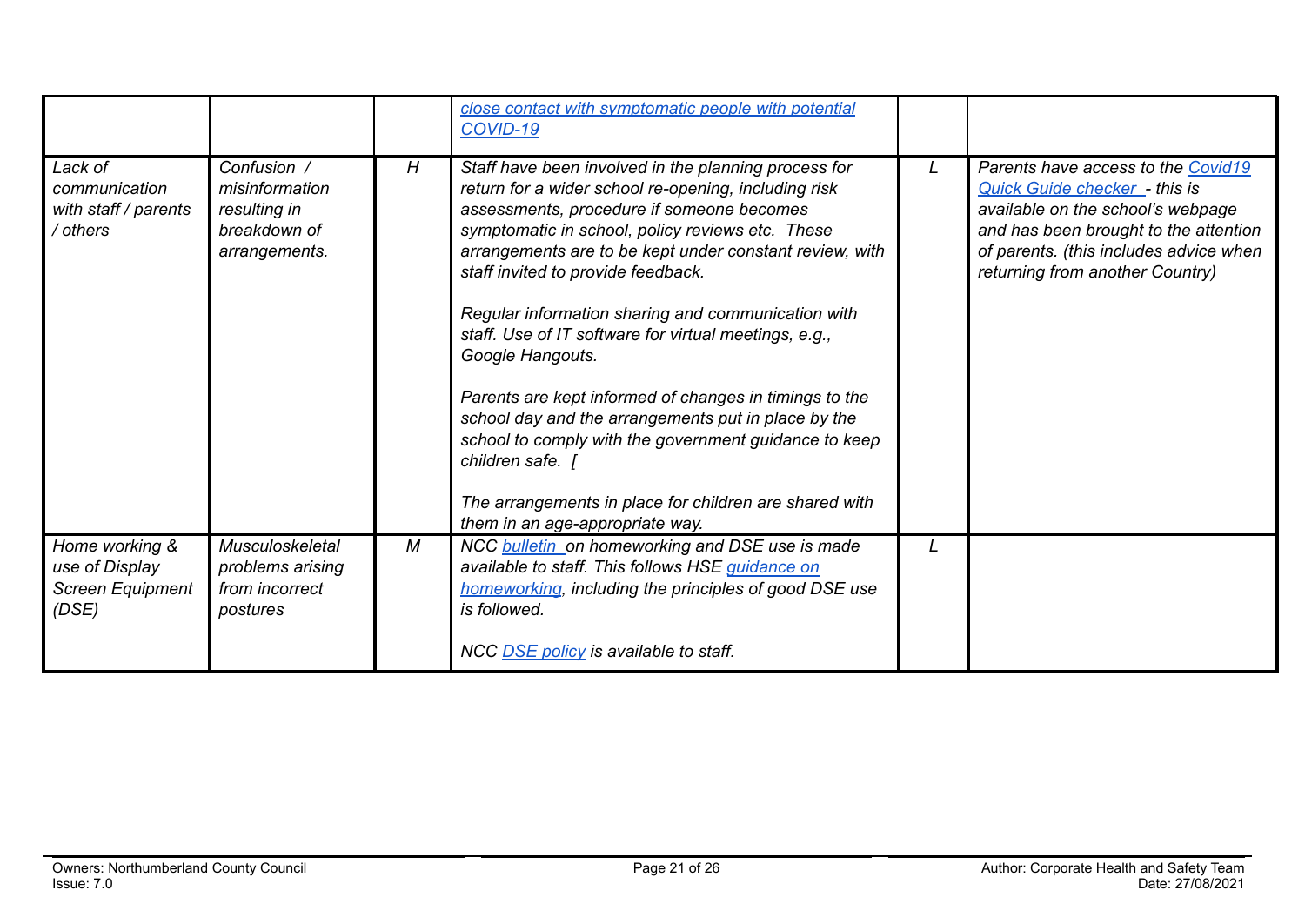| | | | | | |
|---|---|---|---|---|---|
| | | | *close contact with symptomatic people with potential COVID-19* | | |
| *Lack of communication with staff / parents / others* | *Confusion / misinformation resulting in breakdown of arrangements.* | *H* | *Staff have been involved in the planning process for return for a wider school re-opening, including risk assessments, procedure if someone becomes symptomatic in school, policy reviews etc. These arrangements are to be kept under constant review, with staff invited to provide feedback.*<br><br>*Regular information sharing and communication with staff. Use of IT software for virtual meetings, e.g., Google Hangouts.*<br><br>*Parents are kept informed of changes in timings to the school day and the arrangements put in place by the school to comply with the government guidance to keep children safe. [*<br><br>*The arrangements in place for children are shared with them in an age-appropriate way.* | *L* | *Parents have access to the Covid19 Quick Guide checker - this is available on the school's webpage and has been brought to the attention of parents. (this includes advice when returning from another Country)* |
| *Home working & use of Display Screen Equipment (DSE)* | *Musculoskeletal problems arising from incorrect postures* | *M* | *NCC bulletin on homeworking and DSE use is made available to staff. This follows HSE guidance on homeworking, including the principles of good DSE use is followed.*<br><br>*NCC DSE policy is available to staff.* | *L* | |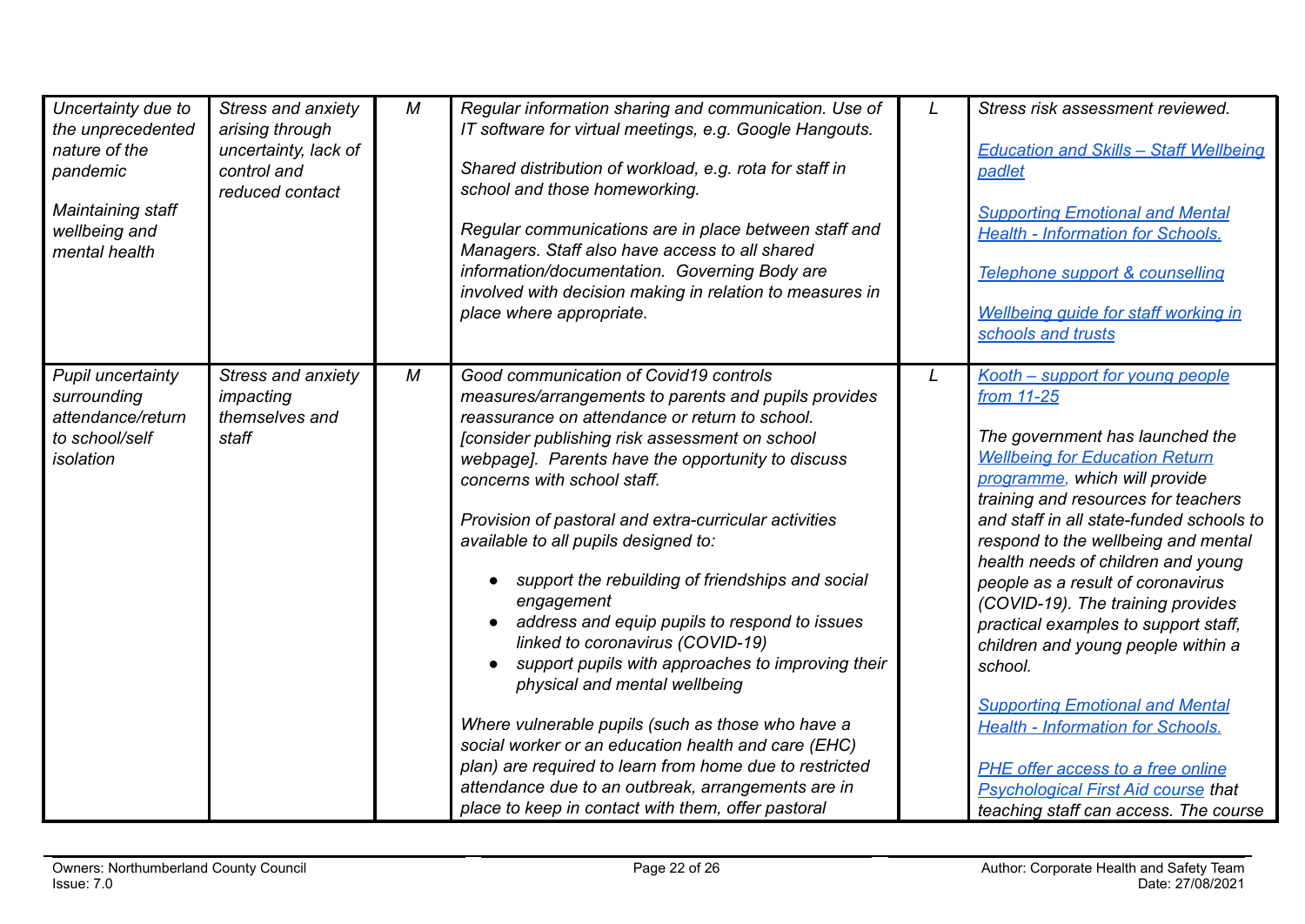| | | | | | |
|---|---|---|---|---|---|
| *Uncertainty due to the unprecedented nature of the pandemic*<br><br>*Maintaining staff wellbeing and mental health* | *Stress and anxiety arising through uncertainty, lack of control and reduced contact* | *M* | *Regular information sharing and communication. Use of IT software for virtual meetings, e.g. Google Hangouts.*<br><br>*Shared distribution of workload, e.g. rota for staff in school and those homeworking.*<br><br>*Regular communications are in place between staff and Managers. Staff also have access to all shared information/documentation. Governing Body are involved with decision making in relation to measures in place where appropriate.* | *L* | *Stress risk assessment reviewed.*<br><br>*Education and Skills – Staff Wellbeing padlet*<br><br>*Supporting Emotional and Mental Health - Information for Schools.*<br><br>*Telephone support & counselling*<br><br>*Wellbeing guide for staff working in schools and trusts* |
| *Pupil uncertainty surrounding attendance/return to school/self isolation* | *Stress and anxiety impacting themselves and staff* | *M* | *Good communication of Covid19 controls measures/arrangements to parents and pupils provides reassurance on attendance or return to school. [consider publishing risk assessment on school webpage]. Parents have the opportunity to discuss concerns with school staff.*<br><br>*Provision of pastoral and extra-curricular activities available to all pupils designed to:*<br><br>● *support the rebuilding of friendships and social engagement*<br>● *address and equip pupils to respond to issues linked to coronavirus (COVID-19)*<br>● *support pupils with approaches to improving their physical and mental wellbeing*<br><br>*Where vulnerable pupils (such as those who have a social worker or an education health and care (EHC) plan) are required to learn from home due to restricted attendance due to an outbreak, arrangements are in place to keep in contact with them, offer pastoral* | *L* | *Kooth – support for young people from 11-25*<br><br>*The government has launched the Wellbeing for Education Return programme, which will provide training and resources for teachers and staff in all state-funded schools to respond to the wellbeing and mental health needs of children and young people as a result of coronavirus (COVID-19). The training provides practical examples to support staff, children and young people within a school.*<br><br>*Supporting Emotional and Mental Health - Information for Schools.*<br><br>*PHE offer access to a free online Psychological First Aid course that teaching staff can access. The course* |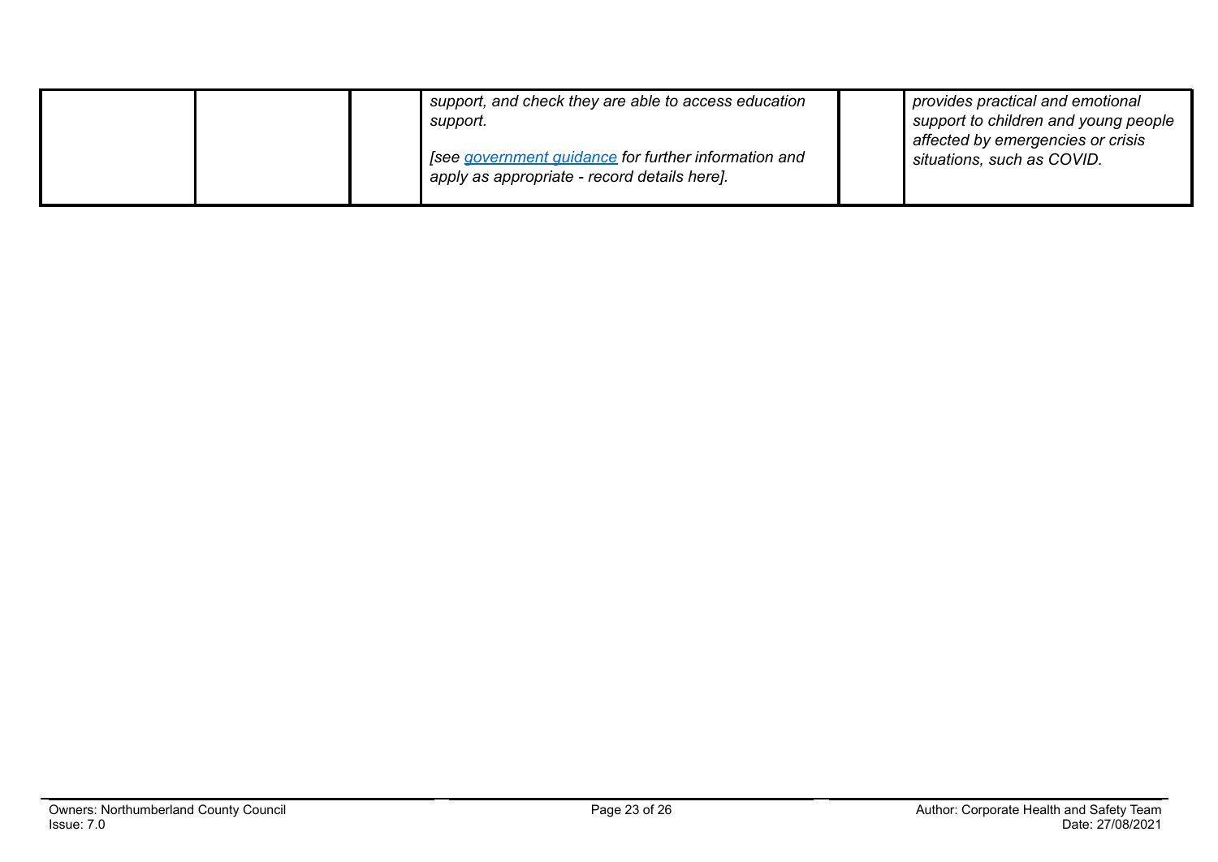|  |  |  | *support, and check they are able to access education support.*<br><br>*[see [government guidance]() for further information and apply as appropriate - record details here].* |  | *provides practical and emotional support to children and young people affected by emergencies or crisis situations, such as COVID.* |
|---|---|---|---|---|---|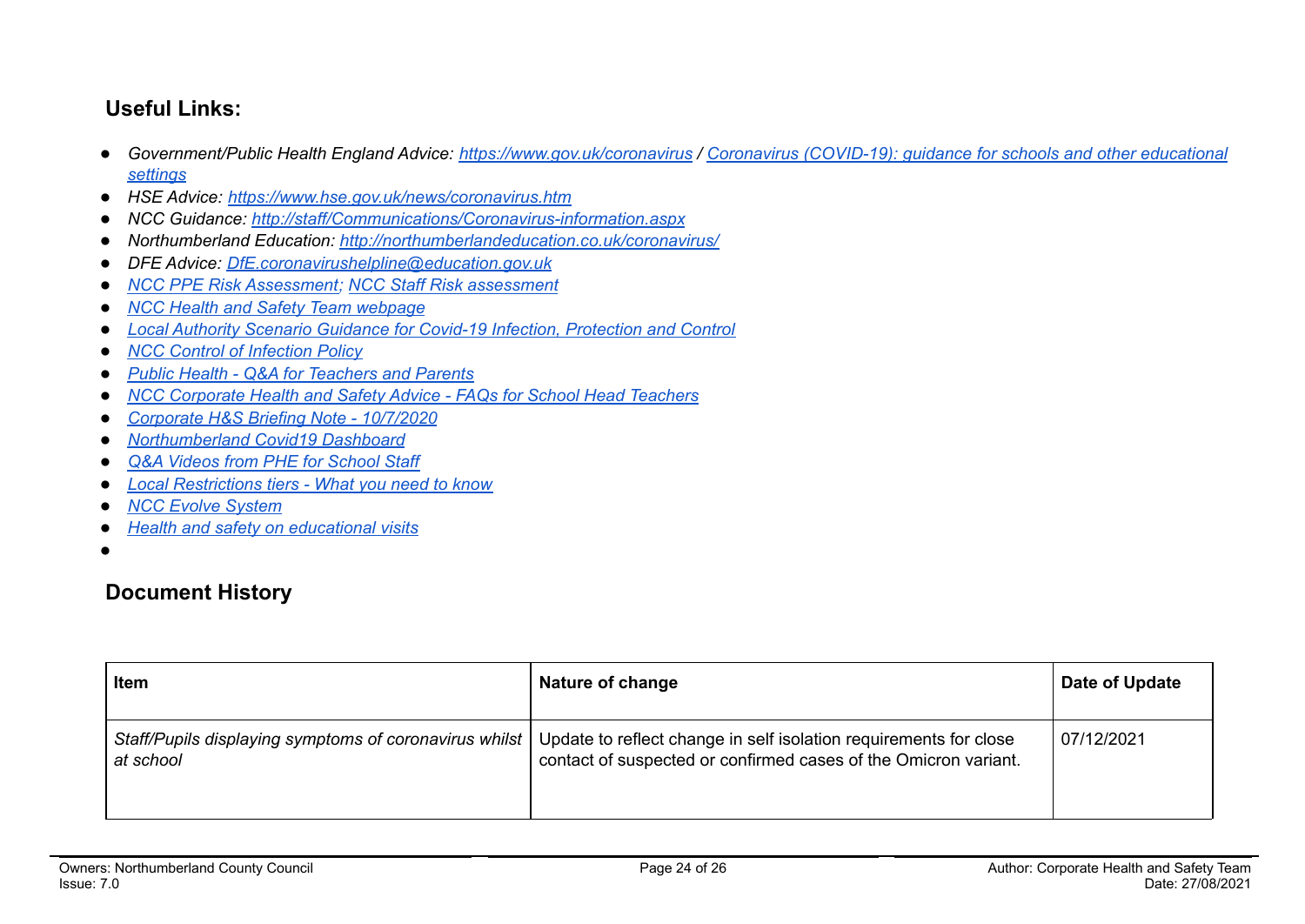## Useful Links:

- *Government/Public Health England Advice: https://www.gov.uk/coronavirus / Coronavirus (COVID-19): guidance for schools and other educational settings*
- *HSE Advice: https://www.hse.gov.uk/news/coronavirus.htm*
- *NCC Guidance: http://staff/Communications/Coronavirus-information.aspx*
- *Northumberland Education: http://northumberlandeducation.co.uk/coronavirus/*
- *DFE Advice: DfE.coronavirushelpline@education.gov.uk*
- *NCC PPE Risk Assessment; NCC Staff Risk assessment*
- *NCC Health and Safety Team webpage*
- *Local Authority Scenario Guidance for Covid-19 Infection, Protection and Control*
- *NCC Control of Infection Policy*
- *Public Health - Q&A for Teachers and Parents*
- *NCC Corporate Health and Safety Advice - FAQs for School Head Teachers*
- *Corporate H&S Briefing Note - 10/7/2020*
- *Northumberland Covid19 Dashboard*
- *Q&A Videos from PHE for School Staff*
- *Local Restrictions tiers - What you need to know*
- *NCC Evolve System*
- *Health and safety on educational visits*

## Document History

| Item | Nature of change | Date of Update |
|---|---|---|
| *Staff/Pupils displaying symptoms of coronavirus whilst at school* | Update to reflect change in self isolation requirements for close contact of suspected or confirmed cases of the Omicron variant. | 07/12/2021 |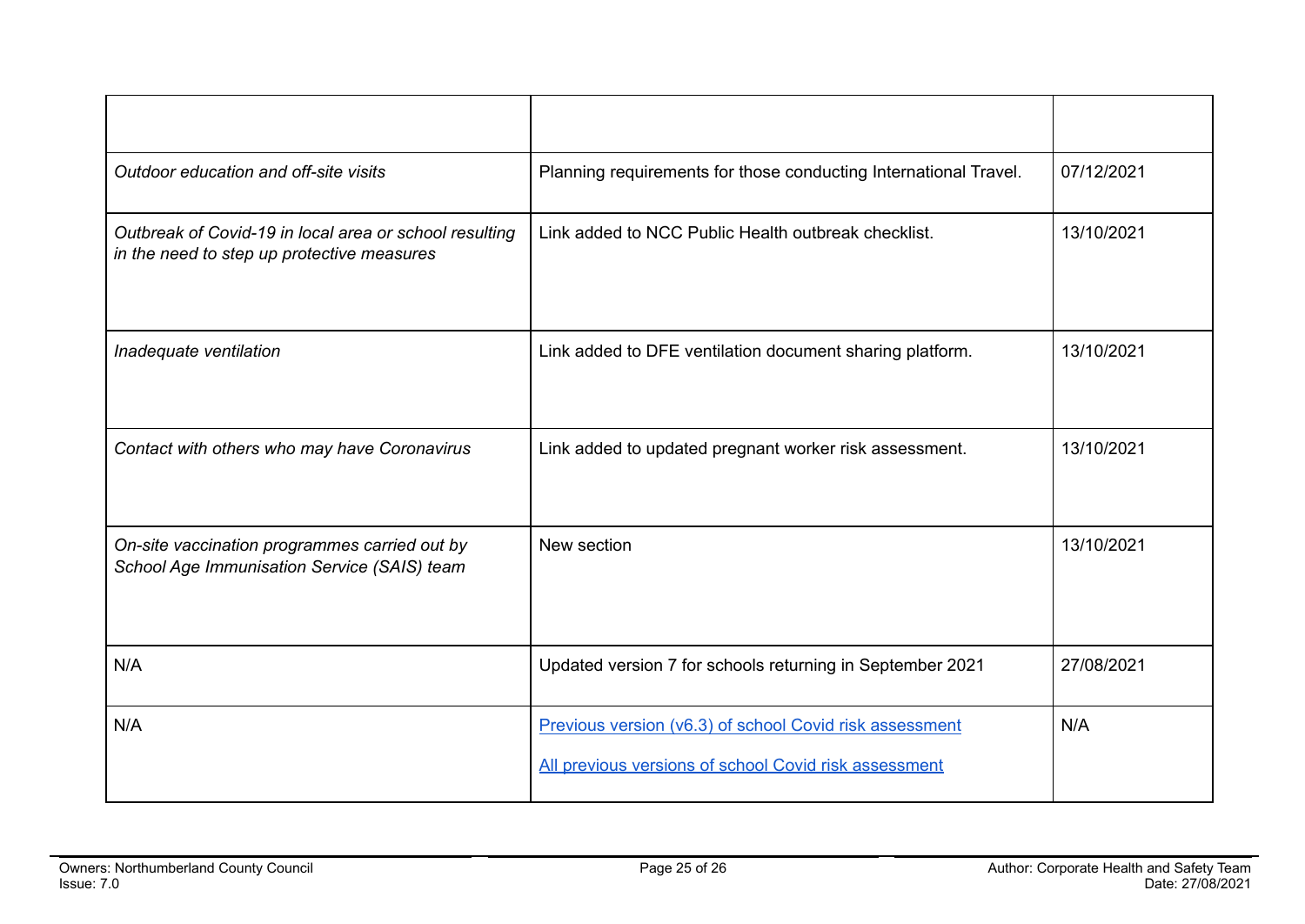| | | |
|---|---|---|
| | | |
| *Outdoor education and off-site visits* | Planning requirements for those conducting International Travel. | 07/12/2021 |
| *Outbreak of Covid-19 in local area or school resulting in the need to step up protective measures* | Link added to NCC Public Health outbreak checklist. | 13/10/2021 |
| *Inadequate ventilation* | Link added to DFE ventilation document sharing platform. | 13/10/2021 |
| *Contact with others who may have Coronavirus* | Link added to updated pregnant worker risk assessment. | 13/10/2021 |
| *On-site vaccination programmes carried out by School Age Immunisation Service (SAIS) team* | New section | 13/10/2021 |
| N/A | Updated version 7 for schools returning in September 2021 | 27/08/2021 |
| N/A | Previous version (v6.3) of school Covid risk assessment<br><br>All previous versions of school Covid risk assessment | N/A |